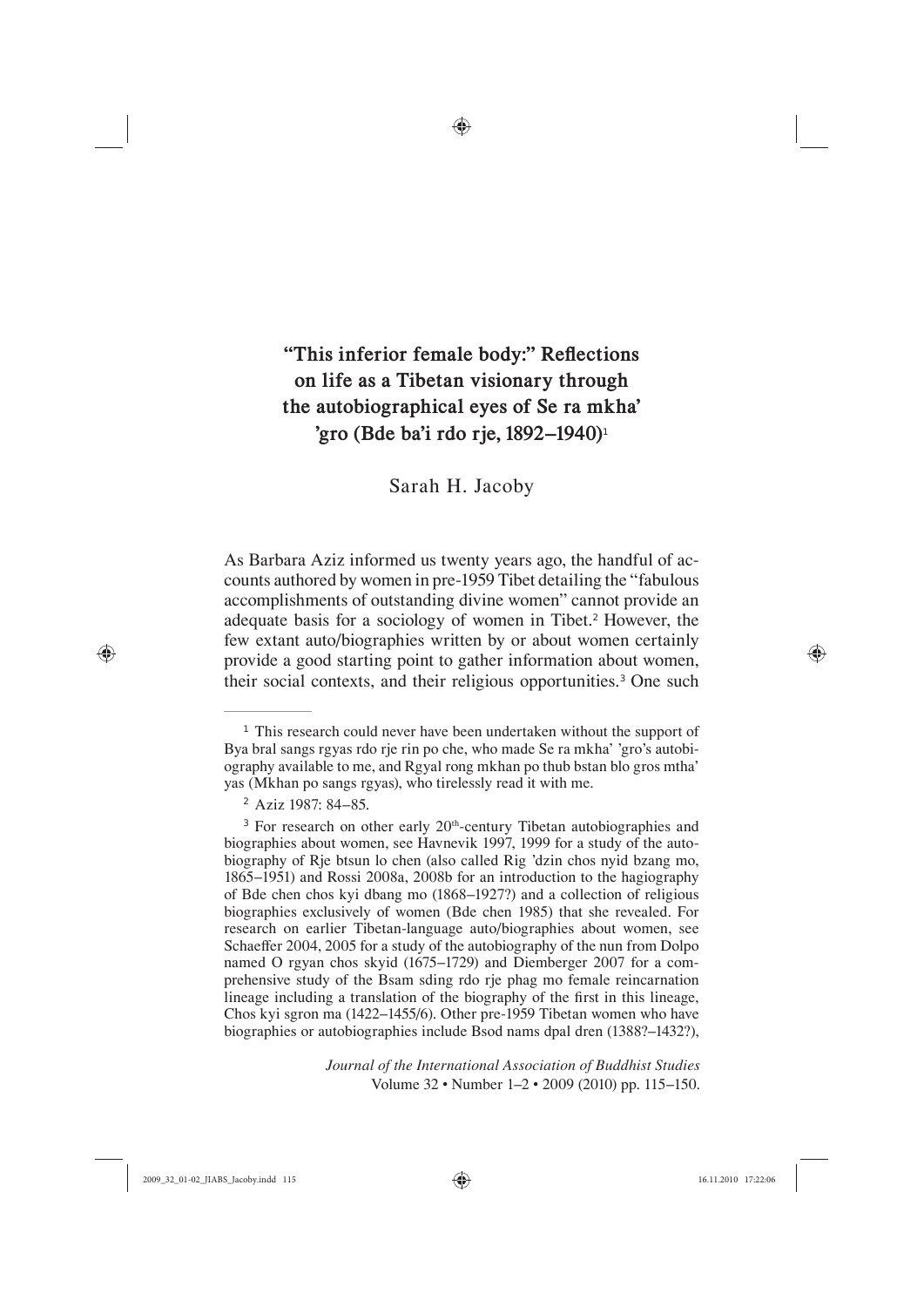# "This inferior female body:" Reflections on life as a Tibetan visionary through the autobiographical eyes of Se ra mkha' 'gro (Bde ba'i rdo rje, 1892–1940)[1]

Sarah H. Jacoby

As Barbara Aziz informed us twenty years ago, the handful of accounts authored by women in pre-1959 Tibet detailing the "fabulous accomplishments of outstanding divine women" cannot provide an adequate basis for a sociology of women in Tibet.[2] However, the few extant auto/biographies written by or about women certainly provide a good starting point to gather information about women, their social contexts, and their religious opportunities.[3] One such

---

[1] This research could never have been undertaken without the support of Bya bral sangs rgyas rdo rje rin po che, who made Se ra mkha' 'gro's autobiography available to me, and Rgyal rong mkhan po thub bstan blo gros mtha' yas (Mkhan po sangs rgyas), who tirelessly read it with me.

[2] Aziz 1987: 84–85.

[3] For research on other early 20th-century Tibetan autobiographies and biographies about women, see Havnevik 1997, 1999 for a study of the autobiography of Rje btsun lo chen (also called Rig 'dzin chos nyid bzang mo, 1865–1951) and Rossi 2008a, 2008b for an introduction to the hagiography of Bde chen chos kyi dbang mo (1868–1927?) and a collection of religious biographies exclusively of women (Bde chen 1985) that she revealed. For research on earlier Tibetan-language auto/biographies about women, see Schaeffer 2004, 2005 for a study of the autobiography of the nun from Dolpo named O rgyan chos skyid (1675–1729) and Diemberger 2007 for a comprehensive study of the Bsam sding rdo rje phag mo female reincarnation lineage including a translation of the biography of the first in this lineage, Chos kyi sgron ma (1422–1455/6). Other pre-1959 Tibetan women who have biographies or autobiographies include Bsod nams dpal dren (1388?–1432?),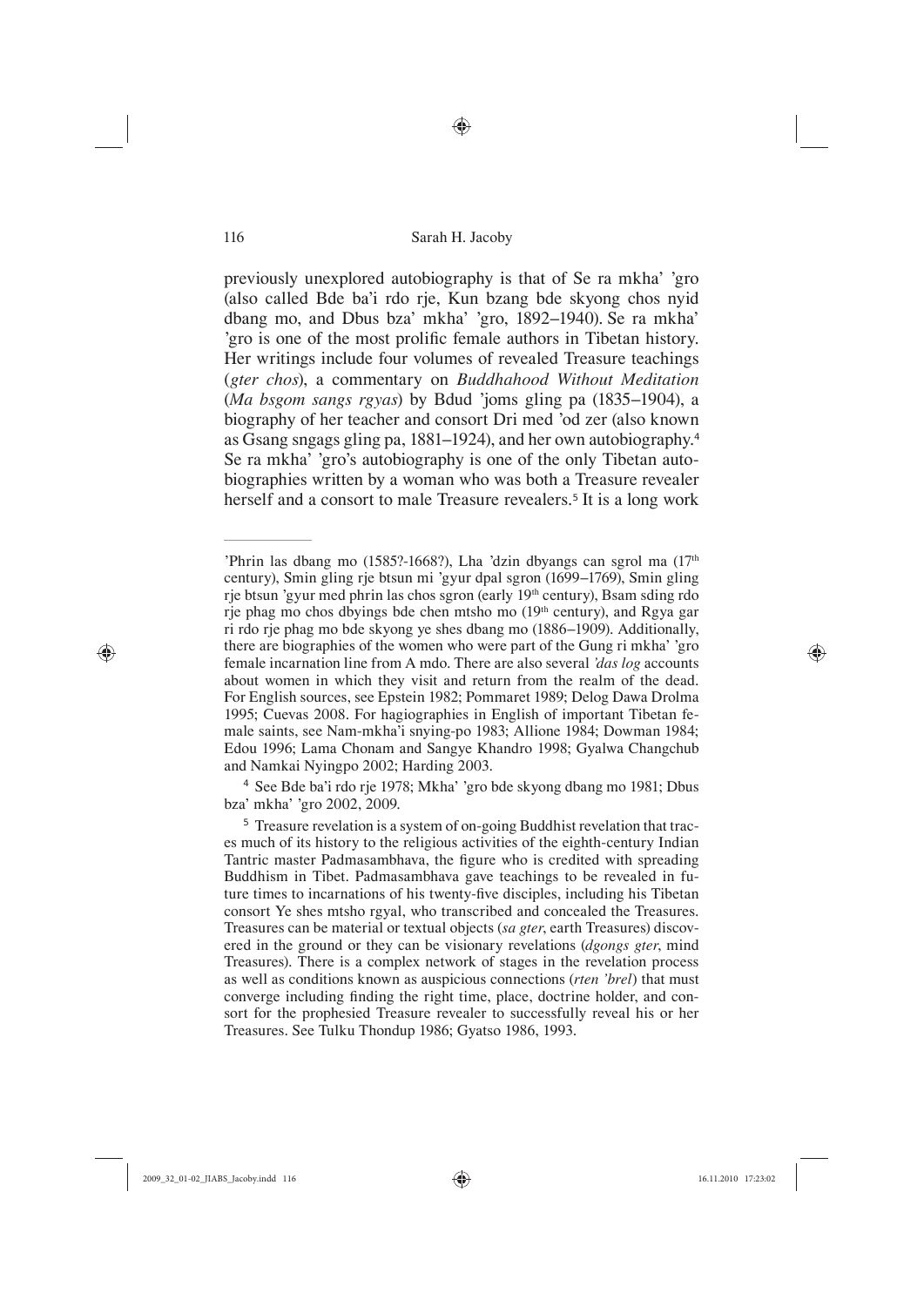previously unexplored autobiography is that of Se ra mkha' 'gro (also called Bde ba'i rdo rje, Kun bzang bde skyong chos nyid dbang mo, and Dbus bza' mkha' 'gro, 1892–1940). Se ra mkha' 'gro is one of the most prolific female authors in Tibetan history. Her writings include four volumes of revealed Treasure teachings (*gter chos*), a commentary on *Buddhahood Without Meditation* (*Ma bsgom sangs rgyas*) by Bdud 'joms gling pa (1835–1904), a biography of her teacher and consort Dri med 'od zer (also known as Gsang sngags gling pa, 1881–1924), and her own autobiography.[4] Se ra mkha' 'gro's autobiography is one of the only Tibetan autobiographies written by a woman who was both a Treasure revealer herself and a consort to male Treasure revealers.[5] It is a long work

---

'Phrin las dbang mo (1585?-1668?), Lha 'dzin dbyangs can sgrol ma (17th century), Smin gling rje btsun mi 'gyur dpal sgron (1699–1769), Smin gling rje btsun 'gyur med phrin las chos sgron (early 19th century), Bsam sding rdo rje phag mo chos dbyings bde chen mtsho mo (19th century), and Rgya gar ri rdo rje phag mo bde skyong ye shes dbang mo (1886–1909). Additionally, there are biographies of the women who were part of the Gung ri mkha' 'gro female incarnation line from A mdo. There are also several *'das log* accounts about women in which they visit and return from the realm of the dead. For English sources, see Epstein 1982; Pommaret 1989; Delog Dawa Drolma 1995; Cuevas 2008. For hagiographies in English of important Tibetan female saints, see Nam-mkha'i snying-po 1983; Allione 1984; Dowman 1984; Edou 1996; Lama Chonam and Sangye Khandro 1998; Gyalwa Changchub and Namkai Nyingpo 2002; Harding 2003.

[4] See Bde ba'i rdo rje 1978; Mkha' 'gro bde skyong dbang mo 1981; Dbus bza' mkha' 'gro 2002, 2009.

[5] Treasure revelation is a system of on-going Buddhist revelation that traces much of its history to the religious activities of the eighth-century Indian Tantric master Padmasambhava, the figure who is credited with spreading Buddhism in Tibet. Padmasambhava gave teachings to be revealed in future times to incarnations of his twenty-five disciples, including his Tibetan consort Ye shes mtsho rgyal, who transcribed and concealed the Treasures. Treasures can be material or textual objects (*sa gter*, earth Treasures) discovered in the ground or they can be visionary revelations (*dgongs gter*, mind Treasures). There is a complex network of stages in the revelation process as well as conditions known as auspicious connections (*rten 'brel*) that must converge including finding the right time, place, doctrine holder, and consort for the prophesied Treasure revealer to successfully reveal his or her Treasures. See Tulku Thondup 1986; Gyatso 1986, 1993.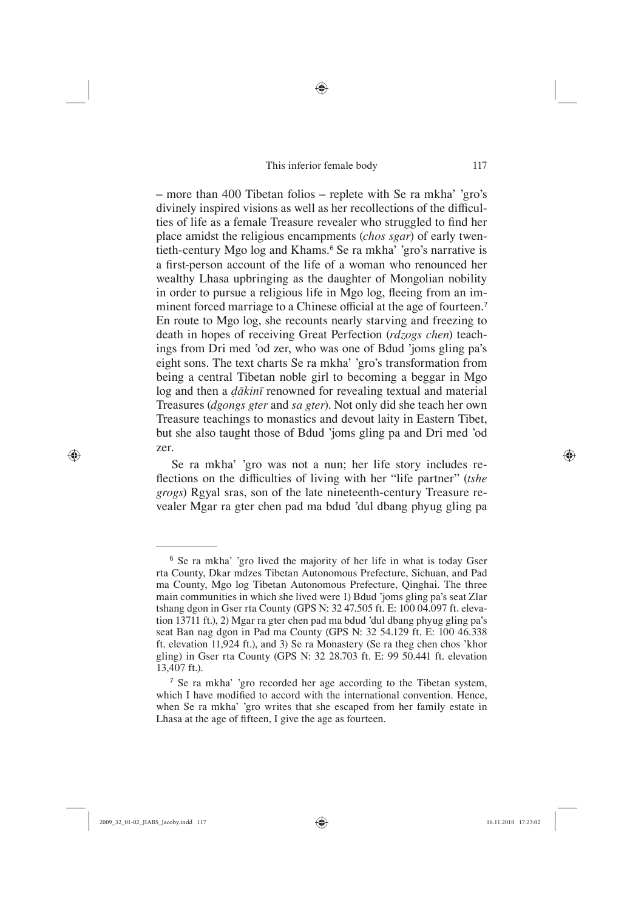– more than 400 Tibetan folios – replete with Se ra mkha' 'gro's divinely inspired visions as well as her recollections of the difficulties of life as a female Treasure revealer who struggled to find her place amidst the religious encampments (*chos sgar*) of early twentieth-century Mgo log and Khams.[6] Se ra mkha' 'gro's narrative is a first-person account of the life of a woman who renounced her wealthy Lhasa upbringing as the daughter of Mongolian nobility in order to pursue a religious life in Mgo log, fleeing from an imminent forced marriage to a Chinese official at the age of fourteen.[7] En route to Mgo log, she recounts nearly starving and freezing to death in hopes of receiving Great Perfection (*rdzogs chen*) teachings from Dri med 'od zer, who was one of Bdud 'joms gling pa's eight sons. The text charts Se ra mkha' 'gro's transformation from being a central Tibetan noble girl to becoming a beggar in Mgo log and then a *ḍākinī* renowned for revealing textual and material Treasures (*dgongs gter* and *sa gter*). Not only did she teach her own Treasure teachings to monastics and devout laity in Eastern Tibet, but she also taught those of Bdud 'joms gling pa and Dri med 'od zer.

Se ra mkha' 'gro was not a nun; her life story includes reflections on the difficulties of living with her "life partner" (*tshe grogs*) Rgyal sras, son of the late nineteenth-century Treasure revealer Mgar ra gter chen pad ma bdud 'dul dbang phyug gling pa

---

[6] Se ra mkha' 'gro lived the majority of her life in what is today Gser rta County, Dkar mdzes Tibetan Autonomous Prefecture, Sichuan, and Pad ma County, Mgo log Tibetan Autonomous Prefecture, Qinghai. The three main communities in which she lived were 1) Bdud 'joms gling pa's seat Zlar tshang dgon in Gser rta County (GPS N: 32 47.505 ft. E: 100 04.097 ft. elevation 13711 ft.), 2) Mgar ra gter chen pad ma bdud 'dul dbang phyug gling pa's seat Ban nag dgon in Pad ma County (GPS N: 32 54.129 ft. E: 100 46.338 ft. elevation 11,924 ft.), and 3) Se ra Monastery (Se ra theg chen chos 'khor gling) in Gser rta County (GPS N: 32 28.703 ft. E: 99 50.441 ft. elevation 13,407 ft.).

[7] Se ra mkha' 'gro recorded her age according to the Tibetan system, which I have modified to accord with the international convention. Hence, when Se ra mkha' 'gro writes that she escaped from her family estate in Lhasa at the age of fifteen, I give the age as fourteen.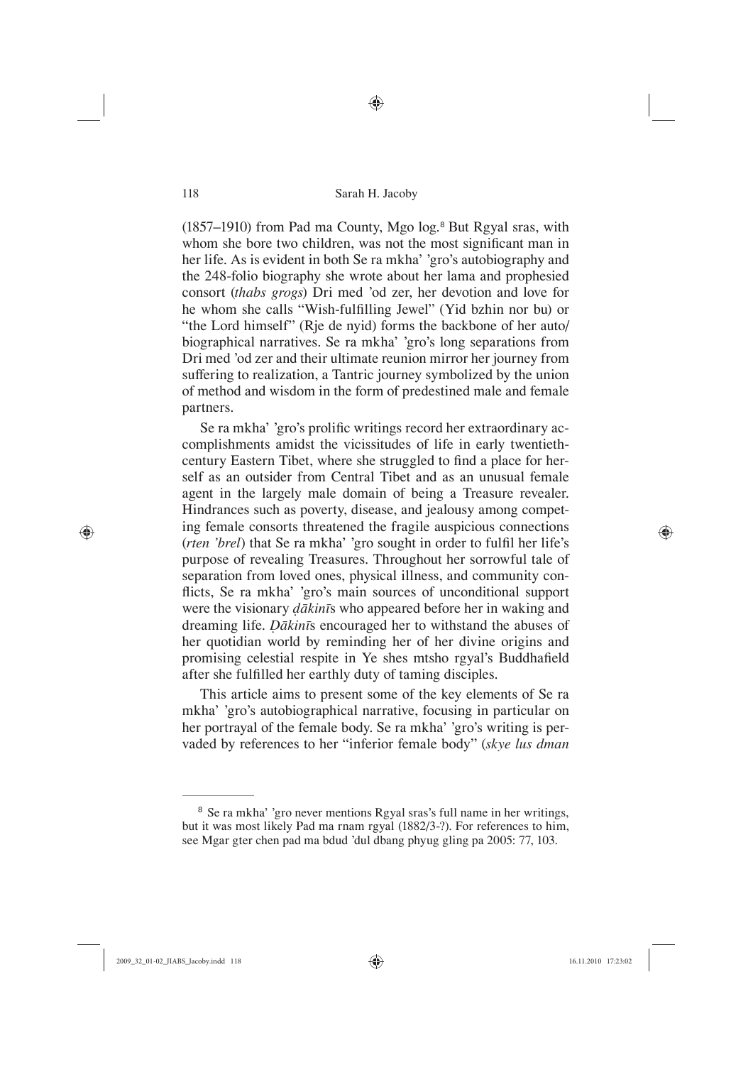(1857–1910) from Pad ma County, Mgo log.[8] But Rgyal sras, with whom she bore two children, was not the most significant man in her life. As is evident in both Se ra mkha' 'gro's autobiography and the 248-folio biography she wrote about her lama and prophesied consort (*thabs grogs*) Dri med 'od zer, her devotion and love for he whom she calls "Wish-fulfilling Jewel" (Yid bzhin nor bu) or "the Lord himself" (Rje de nyid) forms the backbone of her auto/biographical narratives. Se ra mkha' 'gro's long separations from Dri med 'od zer and their ultimate reunion mirror her journey from suffering to realization, a Tantric journey symbolized by the union of method and wisdom in the form of predestined male and female partners.

Se ra mkha' 'gro's prolific writings record her extraordinary accomplishments amidst the vicissitudes of life in early twentieth-century Eastern Tibet, where she struggled to find a place for herself as an outsider from Central Tibet and as an unusual female agent in the largely male domain of being a Treasure revealer. Hindrances such as poverty, disease, and jealousy among competing female consorts threatened the fragile auspicious connections (*rten 'brel*) that Se ra mkha' 'gro sought in order to fulfil her life's purpose of revealing Treasures. Throughout her sorrowful tale of separation from loved ones, physical illness, and community conflicts, Se ra mkha' 'gro's main sources of unconditional support were the visionary *ḍākinī*s who appeared before her in waking and dreaming life. *Ḍākinī*s encouraged her to withstand the abuses of her quotidian world by reminding her of her divine origins and promising celestial respite in Ye shes mtsho rgyal's Buddhafield after she fulfilled her earthly duty of taming disciples.

This article aims to present some of the key elements of Se ra mkha' 'gro's autobiographical narrative, focusing in particular on her portrayal of the female body. Se ra mkha' 'gro's writing is pervaded by references to her "inferior female body" (*skye lus dman*

---

[8] Se ra mkha' 'gro never mentions Rgyal sras's full name in her writings, but it was most likely Pad ma rnam rgyal (1882/3-?). For references to him, see Mgar gter chen pad ma bdud 'dul dbang phyug gling pa 2005: 77, 103.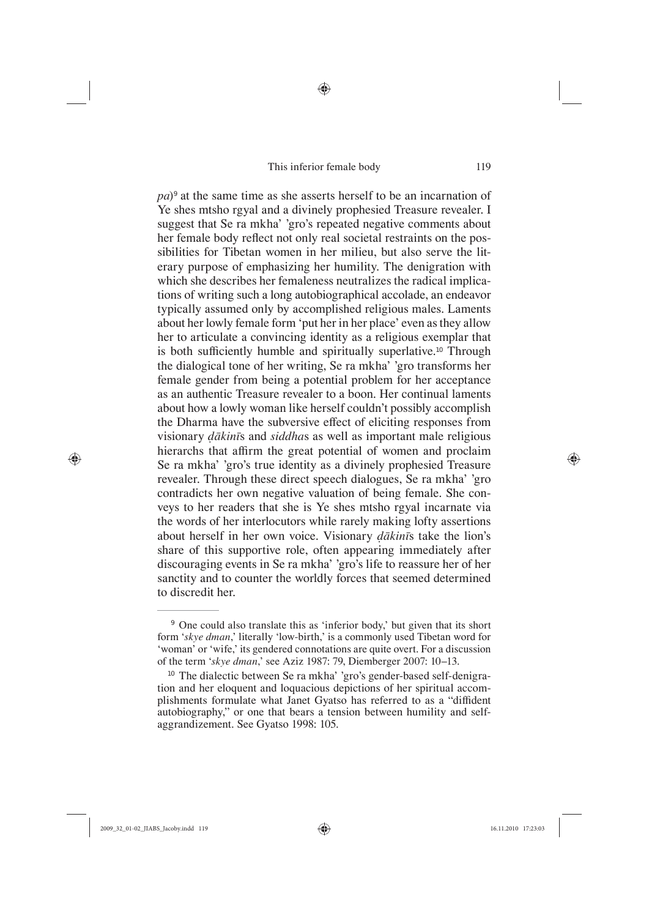*pa*)[9] at the same time as she asserts herself to be an incarnation of Ye shes mtsho rgyal and a divinely prophesied Treasure revealer. I suggest that Se ra mkha' 'gro's repeated negative comments about her female body reflect not only real societal restraints on the possibilities for Tibetan women in her milieu, but also serve the literary purpose of emphasizing her humility. The denigration with which she describes her femaleness neutralizes the radical implications of writing such a long autobiographical accolade, an endeavor typically assumed only by accomplished religious males. Laments about her lowly female form 'put her in her place' even as they allow her to articulate a convincing identity as a religious exemplar that is both sufficiently humble and spiritually superlative.[10] Through the dialogical tone of her writing, Se ra mkha' 'gro transforms her female gender from being a potential problem for her acceptance as an authentic Treasure revealer to a boon. Her continual laments about how a lowly woman like herself couldn't possibly accomplish the Dharma have the subversive effect of eliciting responses from visionary *ḍākinī*s and *siddha*s as well as important male religious hierarchs that affirm the great potential of women and proclaim Se ra mkha' 'gro's true identity as a divinely prophesied Treasure revealer. Through these direct speech dialogues, Se ra mkha' 'gro contradicts her own negative valuation of being female. She conveys to her readers that she is Ye shes mtsho rgyal incarnate via the words of her interlocutors while rarely making lofty assertions about herself in her own voice. Visionary *ḍākinī*s take the lion's share of this supportive role, often appearing immediately after discouraging events in Se ra mkha' 'gro's life to reassure her of her sanctity and to counter the worldly forces that seemed determined to discredit her.

---

[9] One could also translate this as 'inferior body,' but given that its short form '*skye dman*,' literally 'low-birth,' is a commonly used Tibetan word for 'woman' or 'wife,' its gendered connotations are quite overt. For a discussion of the term '*skye dman*,' see Aziz 1987: 79, Diemberger 2007: 10–13.

[10] The dialectic between Se ra mkha' 'gro's gender-based self-denigration and her eloquent and loquacious depictions of her spiritual accomplishments formulate what Janet Gyatso has referred to as a "diffident autobiography," or one that bears a tension between humility and self-aggrandizement. See Gyatso 1998: 105.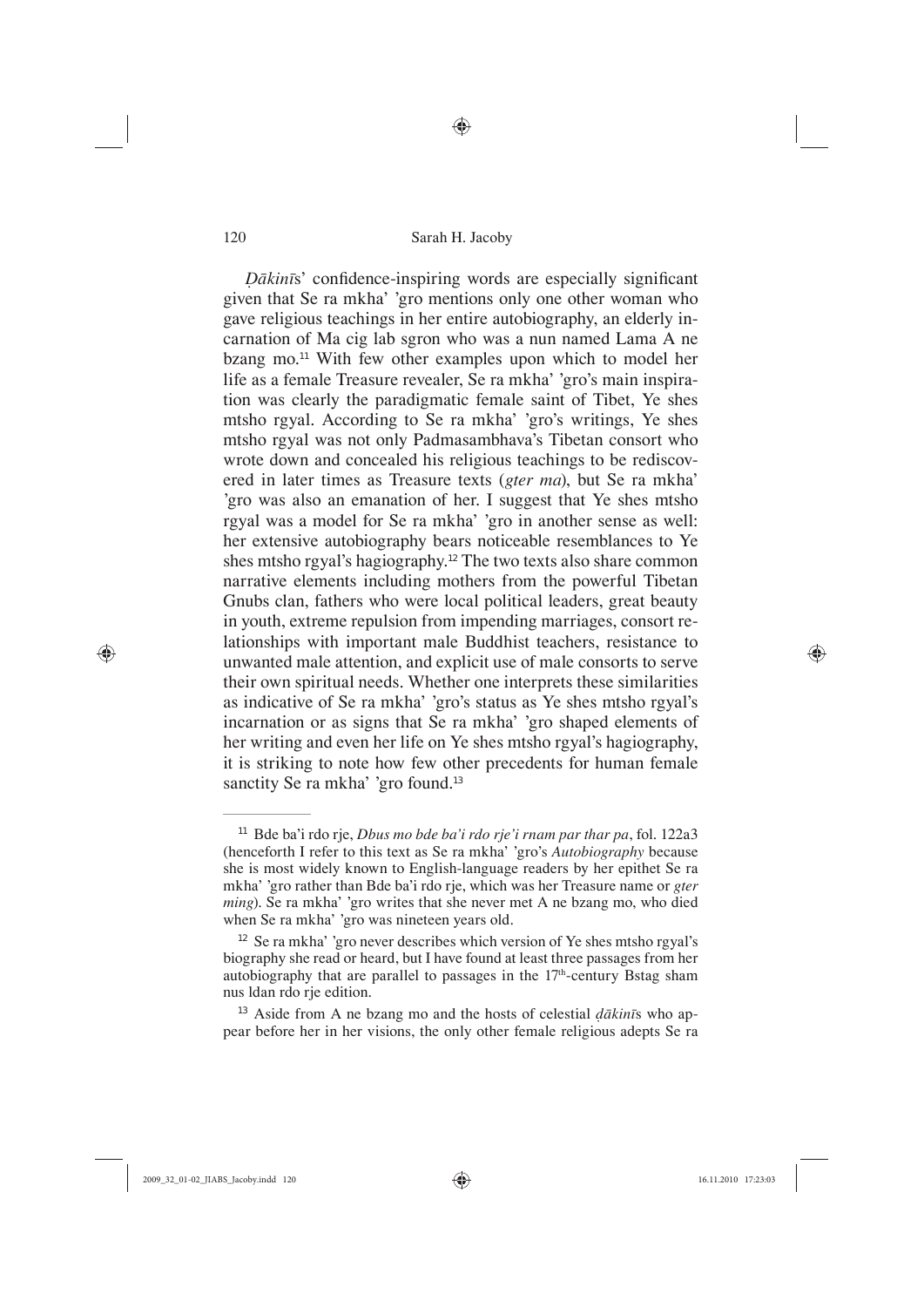*Ḍākinī*s' confidence-inspiring words are especially significant given that Se ra mkha' 'gro mentions only one other woman who gave religious teachings in her entire autobiography, an elderly incarnation of Ma cig lab sgron who was a nun named Lama A ne bzang mo.[11] With few other examples upon which to model her life as a female Treasure revealer, Se ra mkha' 'gro's main inspiration was clearly the paradigmatic female saint of Tibet, Ye shes mtsho rgyal. According to Se ra mkha' 'gro's writings, Ye shes mtsho rgyal was not only Padmasambhava's Tibetan consort who wrote down and concealed his religious teachings to be rediscovered in later times as Treasure texts (*gter ma*), but Se ra mkha' 'gro was also an emanation of her. I suggest that Ye shes mtsho rgyal was a model for Se ra mkha' 'gro in another sense as well: her extensive autobiography bears noticeable resemblances to Ye shes mtsho rgyal's hagiography.[12] The two texts also share common narrative elements including mothers from the powerful Tibetan Gnubs clan, fathers who were local political leaders, great beauty in youth, extreme repulsion from impending marriages, consort relationships with important male Buddhist teachers, resistance to unwanted male attention, and explicit use of male consorts to serve their own spiritual needs. Whether one interprets these similarities as indicative of Se ra mkha' 'gro's status as Ye shes mtsho rgyal's incarnation or as signs that Se ra mkha' 'gro shaped elements of her writing and even her life on Ye shes mtsho rgyal's hagiography, it is striking to note how few other precedents for human female sanctity Se ra mkha' 'gro found.[13]

---

[11] Bde ba'i rdo rje, *Dbus mo bde ba'i rdo rje'i rnam par thar pa*, fol. 122a3 (henceforth I refer to this text as Se ra mkha' 'gro's *Autobiography* because she is most widely known to English-language readers by her epithet Se ra mkha' 'gro rather than Bde ba'i rdo rje, which was her Treasure name or *gter ming*). Se ra mkha' 'gro writes that she never met A ne bzang mo, who died when Se ra mkha' 'gro was nineteen years old.

[12] Se ra mkha' 'gro never describes which version of Ye shes mtsho rgyal's biography she read or heard, but I have found at least three passages from her autobiography that are parallel to passages in the 17th-century Bstag sham nus ldan rdo rje edition.

[13] Aside from A ne bzang mo and the hosts of celestial *ḍākinī*s who appear before her in her visions, the only other female religious adepts Se ra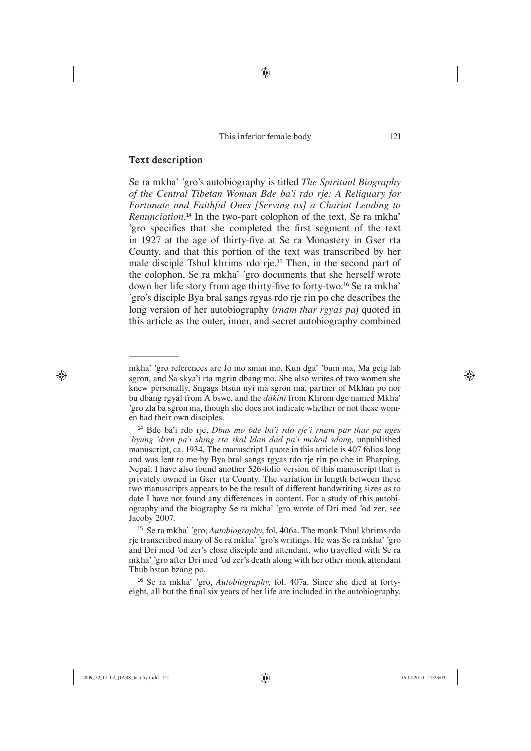## Text description

Se ra mkha' 'gro's autobiography is titled *The Spiritual Biography of the Central Tibetan Woman Bde ba'i rdo rje: A Reliquary for Fortunate and Faithful Ones [Serving as] a Chariot Leading to Renunciation*.[14] In the two-part colophon of the text, Se ra mkha' 'gro specifies that she completed the first segment of the text in 1927 at the age of thirty-five at Se ra Monastery in Gser rta County, and that this portion of the text was transcribed by her male disciple Tshul khrims rdo rje.[15] Then, in the second part of the colophon, Se ra mkha' 'gro documents that she herself wrote down her life story from age thirty-five to forty-two.[16] Se ra mkha' 'gro's disciple Bya bral sangs rgyas rdo rje rin po che describes the long version of her autobiography (*rnam thar rgyas pa*) quoted in this article as the outer, inner, and secret autobiography combined

---

mkha' 'gro references are Jo mo sman mo, Kun dga' 'bum ma, Ma gcig lab sgron, and Sa skya'i rta mgrin dbang mo. She also writes of two women she knew personally, Sngags btsun nyi ma sgron ma, partner of Mkhan po nor bu dbang rgyal from A bswe, and the *ḍākinī* from Khrom dge named Mkha' 'gro zla ba sgron ma, though she does not indicate whether or not these women had their own disciples.

[14] Bde ba'i rdo rje, *Dbus mo bde ba'i rdo rje'i rnam par thar pa nges 'byung 'dren pa'i shing rta skal ldan dad pa'i mchod sdong*, unpublished manuscript, ca. 1934. The manuscript I quote in this article is 407 folios long and was lent to me by Bya bral sangs rgyas rdo rje rin po che in Pharping, Nepal. I have also found another 526-folio version of this manuscript that is privately owned in Gser rta County. The variation in length between these two manuscripts appears to be the result of different handwriting sizes as to date I have not found any differences in content. For a study of this autobiography and the biography Se ra mkha' 'gro wrote of Dri med 'od zer, see Jacoby 2007.

[15] Se ra mkha' 'gro, *Autobiography*, fol. 406a. The monk Tshul khrims rdo rje transcribed many of Se ra mkha' 'gro's writings. He was Se ra mkha' 'gro and Dri med 'od zer's close disciple and attendant, who travelled with Se ra mkha' 'gro after Dri med 'od zer's death along with her other monk attendant Thub bstan bzang po.

[16] Se ra mkha' 'gro, *Autobiography*, fol. 407a. Since she died at forty-eight, all but the final six years of her life are included in the autobiography.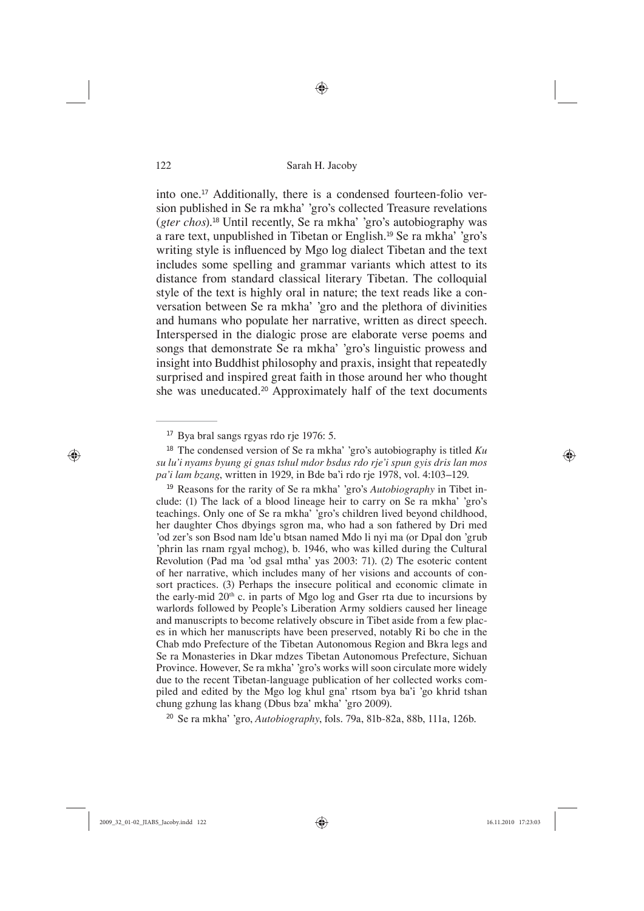into one.[17] Additionally, there is a condensed fourteen-folio version published in Se ra mkha' 'gro's collected Treasure revelations (*gter chos*).[18] Until recently, Se ra mkha' 'gro's autobiography was a rare text, unpublished in Tibetan or English.[19] Se ra mkha' 'gro's writing style is influenced by Mgo log dialect Tibetan and the text includes some spelling and grammar variants which attest to its distance from standard classical literary Tibetan. The colloquial style of the text is highly oral in nature; the text reads like a conversation between Se ra mkha' 'gro and the plethora of divinities and humans who populate her narrative, written as direct speech. Interspersed in the dialogic prose are elaborate verse poems and songs that demonstrate Se ra mkha' 'gro's linguistic prowess and insight into Buddhist philosophy and praxis, insight that repeatedly surprised and inspired great faith in those around her who thought she was uneducated.[20] Approximately half of the text documents

---

[17] Bya bral sangs rgyas rdo rje 1976: 5.

[18] The condensed version of Se ra mkha' 'gro's autobiography is titled *Ku su lu'i nyams byung gi gnas tshul mdor bsdus rdo rje'i spun gyis dris lan mos pa'i lam bzang*, written in 1929, in Bde ba'i rdo rje 1978, vol. 4:103–129.

[19] Reasons for the rarity of Se ra mkha' 'gro's *Autobiography* in Tibet include: (1) The lack of a blood lineage heir to carry on Se ra mkha' 'gro's teachings. Only one of Se ra mkha' 'gro's children lived beyond childhood, her daughter Chos dbyings sgron ma, who had a son fathered by Dri med 'od zer's son Bsod nam lde'u btsan named Mdo li nyi ma (or Dpal don 'grub 'phrin las rnam rgyal mchog), b. 1946, who was killed during the Cultural Revolution (Pad ma 'od gsal mtha' yas 2003: 71). (2) The esoteric content of her narrative, which includes many of her visions and accounts of consort practices. (3) Perhaps the insecure political and economic climate in the early-mid 20th c. in parts of Mgo log and Gser rta due to incursions by warlords followed by People's Liberation Army soldiers caused her lineage and manuscripts to become relatively obscure in Tibet aside from a few places in which her manuscripts have been preserved, notably Ri bo che in the Chab mdo Prefecture of the Tibetan Autonomous Region and Bkra legs and Se ra Monasteries in Dkar mdzes Tibetan Autonomous Prefecture, Sichuan Province. However, Se ra mkha' 'gro's works will soon circulate more widely due to the recent Tibetan-language publication of her collected works compiled and edited by the Mgo log khul gna' rtsom bya ba'i 'go khrid tshan chung gzhung las khang (Dbus bza' mkha' 'gro 2009).

[20] Se ra mkha' 'gro, *Autobiography*, fols. 79a, 81b-82a, 88b, 111a, 126b.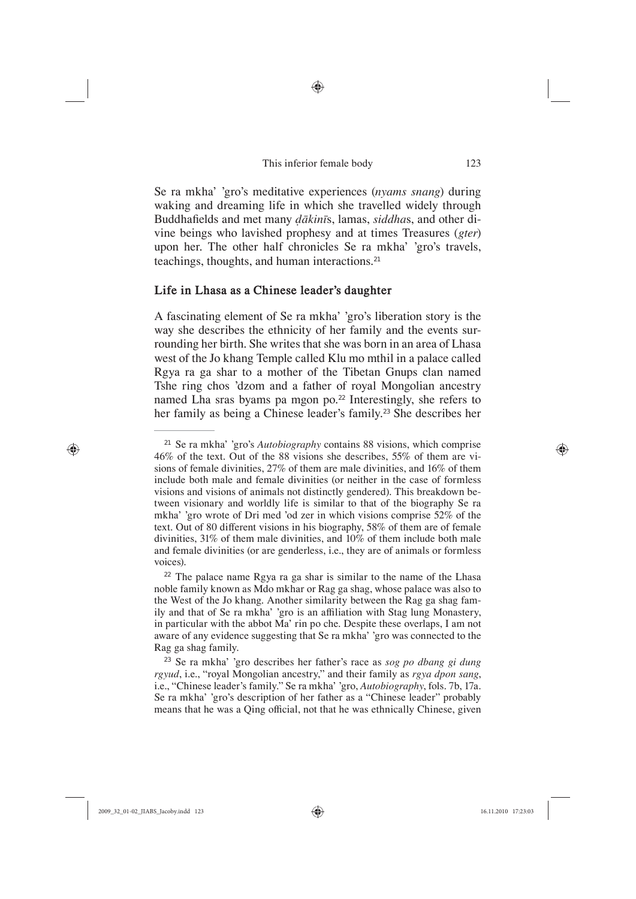Se ra mkha' 'gro's meditative experiences (*nyams snang*) during waking and dreaming life in which she travelled widely through Buddhafields and met many *ḍākinī*s, lamas, *siddha*s, and other divine beings who lavished prophesy and at times Treasures (*gter*) upon her. The other half chronicles Se ra mkha' 'gro's travels, teachings, thoughts, and human interactions.[21]

## Life in Lhasa as a Chinese leader's daughter

A fascinating element of Se ra mkha' 'gro's liberation story is the way she describes the ethnicity of her family and the events surrounding her birth. She writes that she was born in an area of Lhasa west of the Jo khang Temple called Klu mo mthil in a palace called Rgya ra ga shar to a mother of the Tibetan Gnups clan named Tshe ring chos 'dzom and a father of royal Mongolian ancestry named Lha sras byams pa mgon po.[22] Interestingly, she refers to her family as being a Chinese leader's family.[23] She describes her

---

[21] Se ra mkha' 'gro's *Autobiography* contains 88 visions, which comprise 46% of the text. Out of the 88 visions she describes, 55% of them are visions of female divinities, 27% of them are male divinities, and 16% of them include both male and female divinities (or neither in the case of formless visions and visions of animals not distinctly gendered). This breakdown between visionary and worldly life is similar to that of the biography Se ra mkha' 'gro wrote of Dri med 'od zer in which visions comprise 52% of the text. Out of 80 different visions in his biography, 58% of them are of female divinities, 31% of them male divinities, and 10% of them include both male and female divinities (or are genderless, i.e., they are of animals or formless voices).

[22] The palace name Rgya ra ga shar is similar to the name of the Lhasa noble family known as Mdo mkhar or Rag ga shag, whose palace was also to the West of the Jo khang. Another similarity between the Rag ga shag family and that of Se ra mkha' 'gro is an affiliation with Stag lung Monastery, in particular with the abbot Ma' rin po che. Despite these overlaps, I am not aware of any evidence suggesting that Se ra mkha' 'gro was connected to the Rag ga shag family.

[23] Se ra mkha' 'gro describes her father's race as *sog po dbang gi dung rgyud*, i.e., "royal Mongolian ancestry," and their family as *rgya dpon sang*, i.e., "Chinese leader's family." Se ra mkha' 'gro, *Autobiography*, fols. 7b, 17a. Se ra mkha' 'gro's description of her father as a "Chinese leader" probably means that he was a Qing official, not that he was ethnically Chinese, given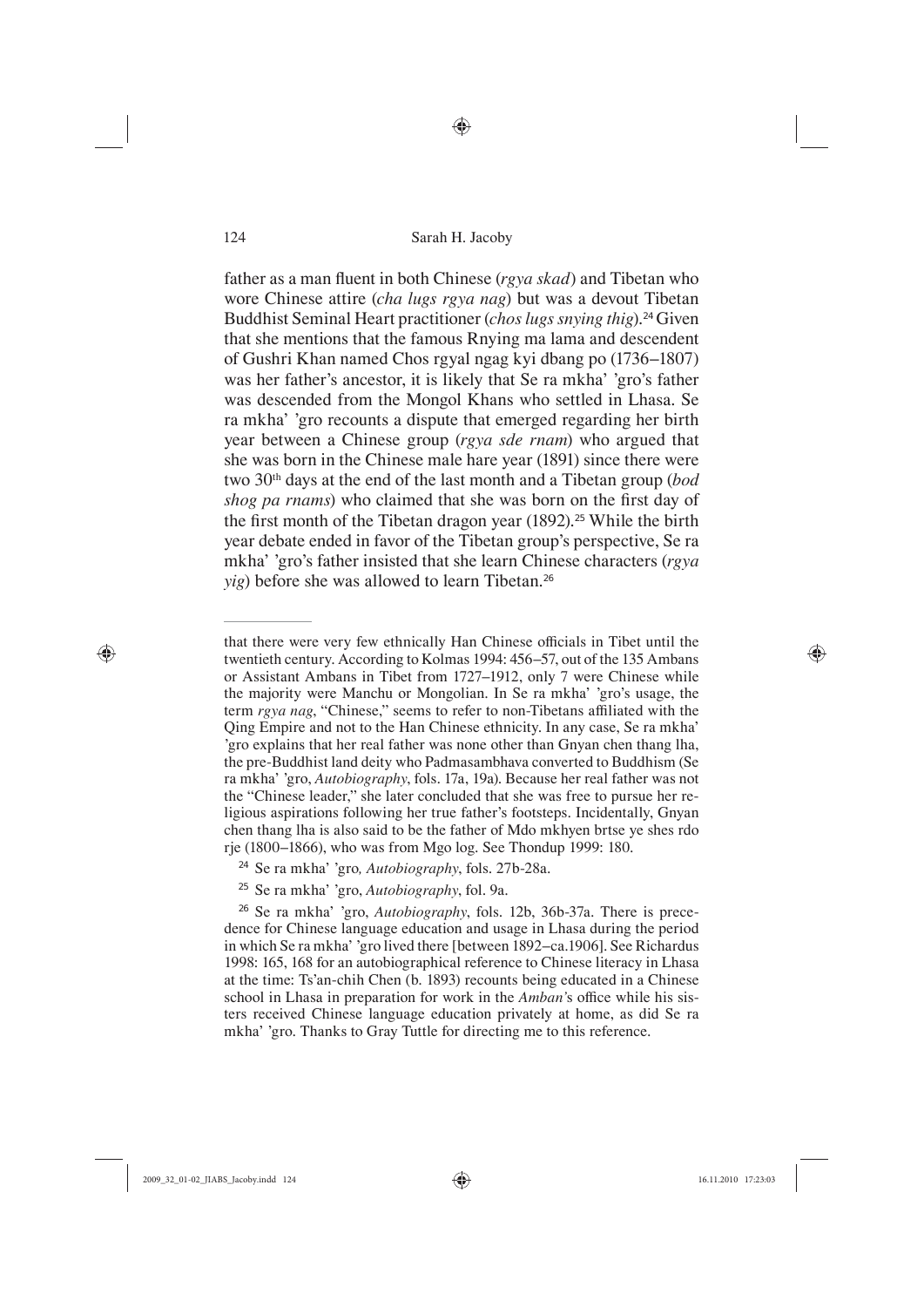father as a man fluent in both Chinese (*rgya skad*) and Tibetan who wore Chinese attire (*cha lugs rgya nag*) but was a devout Tibetan Buddhist Seminal Heart practitioner (*chos lugs snying thig*).[24] Given that she mentions that the famous Rnying ma lama and descendent of Gushri Khan named Chos rgyal ngag kyi dbang po (1736–1807) was her father's ancestor, it is likely that Se ra mkha' 'gro's father was descended from the Mongol Khans who settled in Lhasa. Se ra mkha' 'gro recounts a dispute that emerged regarding her birth year between a Chinese group (*rgya sde rnam*) who argued that she was born in the Chinese male hare year (1891) since there were two 30th days at the end of the last month and a Tibetan group (*bod shog pa rnams*) who claimed that she was born on the first day of the first month of the Tibetan dragon year (1892).[25] While the birth year debate ended in favor of the Tibetan group's perspective, Se ra mkha' 'gro's father insisted that she learn Chinese characters (*rgya yig*) before she was allowed to learn Tibetan.[26]

---

that there were very few ethnically Han Chinese officials in Tibet until the twentieth century. According to Kolmas 1994: 456–57, out of the 135 Ambans or Assistant Ambans in Tibet from 1727–1912, only 7 were Chinese while the majority were Manchu or Mongolian. In Se ra mkha' 'gro's usage, the term *rgya nag*, "Chinese," seems to refer to non-Tibetans affiliated with the Qing Empire and not to the Han Chinese ethnicity. In any case, Se ra mkha' 'gro explains that her real father was none other than Gnyan chen thang lha, the pre-Buddhist land deity who Padmasambhava converted to Buddhism (Se ra mkha' 'gro, *Autobiography*, fols. 17a, 19a). Because her real father was not the "Chinese leader," she later concluded that she was free to pursue her religious aspirations following her true father's footsteps. Incidentally, Gnyan chen thang lha is also said to be the father of Mdo mkhyen brtse ye shes rdo rje (1800–1866), who was from Mgo log. See Thondup 1999: 180.

[24] Se ra mkha' 'gro*, Autobiography*, fols. 27b-28a.

[25] Se ra mkha' 'gro, *Autobiography*, fol. 9a.

[26] Se ra mkha' 'gro, *Autobiography*, fols. 12b, 36b-37a. There is precedence for Chinese language education and usage in Lhasa during the period in which Se ra mkha' 'gro lived there [between 1892–ca.1906]. See Richardus 1998: 165, 168 for an autobiographical reference to Chinese literacy in Lhasa at the time: Ts'an-chih Chen (b. 1893) recounts being educated in a Chinese school in Lhasa in preparation for work in the *Amban'*s office while his sisters received Chinese language education privately at home, as did Se ra mkha' 'gro. Thanks to Gray Tuttle for directing me to this reference.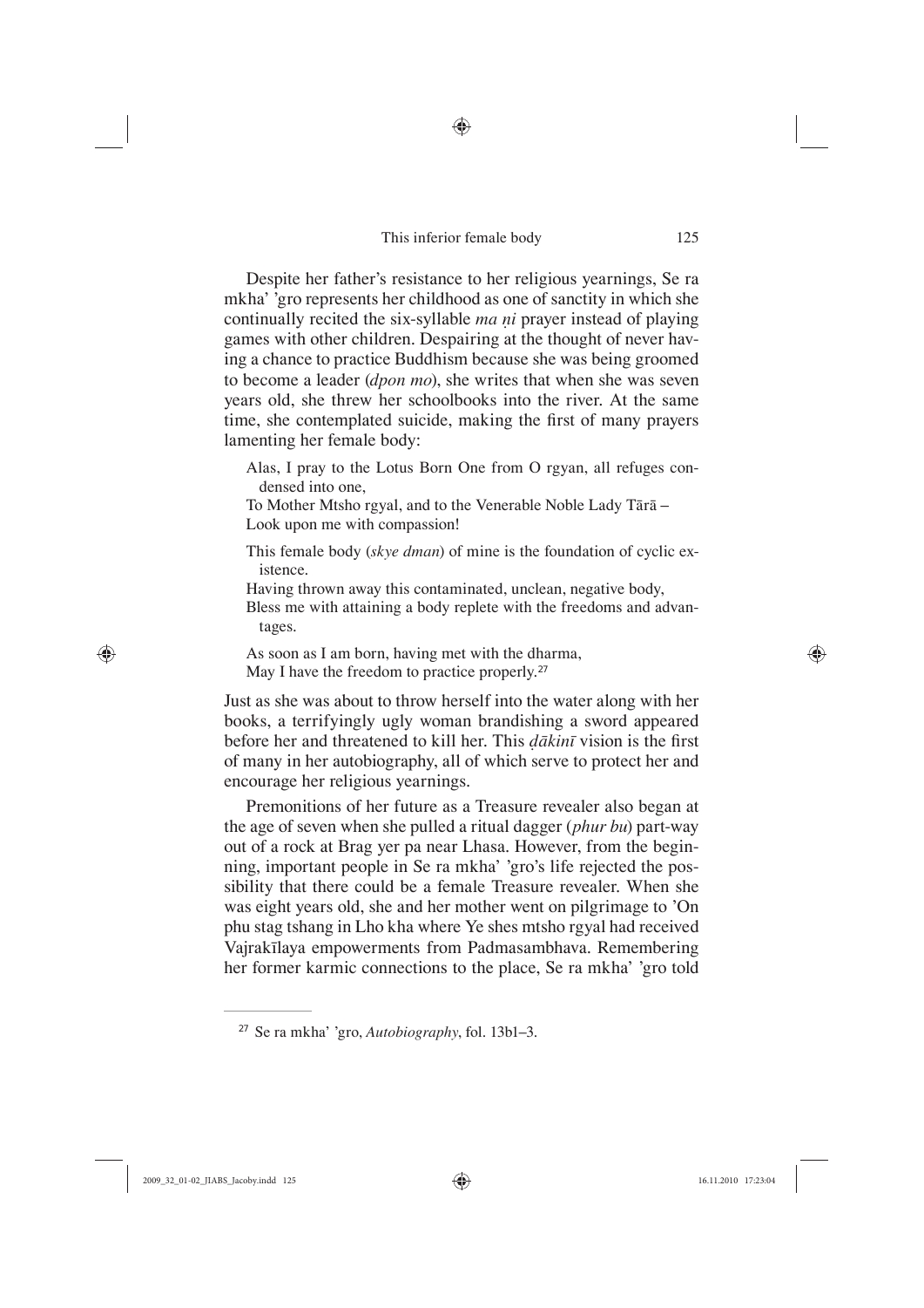Despite her father's resistance to her religious yearnings, Se ra mkha' 'gro represents her childhood as one of sanctity in which she continually recited the six-syllable *ma ṇi* prayer instead of playing games with other children. Despairing at the thought of never having a chance to practice Buddhism because she was being groomed to become a leader (*dpon mo*), she writes that when she was seven years old, she threw her schoolbooks into the river. At the same time, she contemplated suicide, making the first of many prayers lamenting her female body:

> Alas, I pray to the Lotus Born One from O rgyan, all refuges condensed into one,
> To Mother Mtsho rgyal, and to the Venerable Noble Lady Tārā –
> Look upon me with compassion!
>
> This female body (*skye dman*) of mine is the foundation of cyclic existence.
> Having thrown away this contaminated, unclean, negative body,
> Bless me with attaining a body replete with the freedoms and advantages.
>
> As soon as I am born, having met with the dharma,
> May I have the freedom to practice properly.[27]

Just as she was about to throw herself into the water along with her books, a terrifyingly ugly woman brandishing a sword appeared before her and threatened to kill her. This *ḍākinī* vision is the first of many in her autobiography, all of which serve to protect her and encourage her religious yearnings.

Premonitions of her future as a Treasure revealer also began at the age of seven when she pulled a ritual dagger (*phur bu*) part-way out of a rock at Brag yer pa near Lhasa. However, from the beginning, important people in Se ra mkha' 'gro's life rejected the possibility that there could be a female Treasure revealer. When she was eight years old, she and her mother went on pilgrimage to 'On phu stag tshang in Lho kha where Ye shes mtsho rgyal had received Vajrakīlaya empowerments from Padmasambhava. Remembering her former karmic connections to the place, Se ra mkha' 'gro told

---

[27] Se ra mkha' 'gro, *Autobiography*, fol. 13b1–3.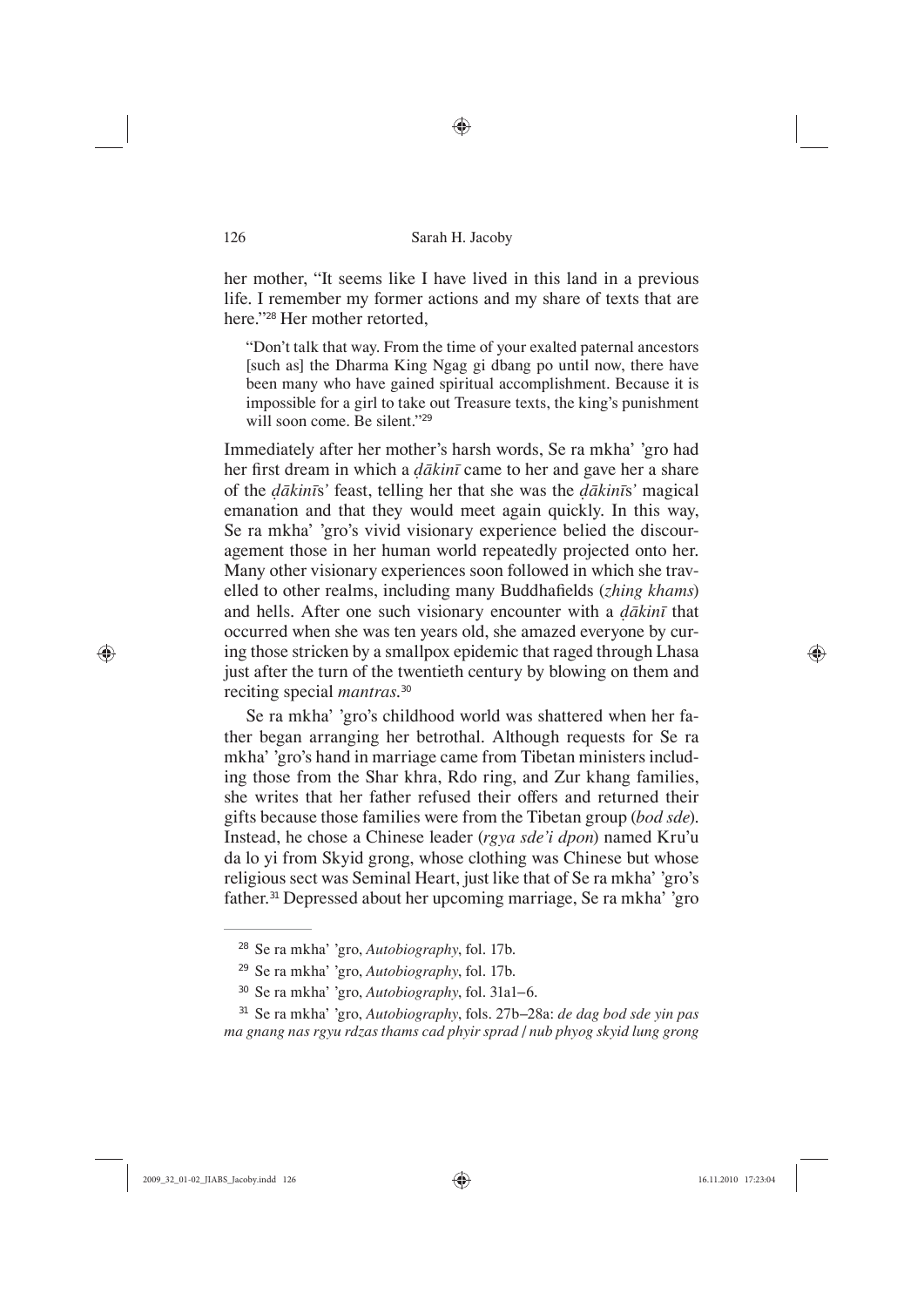her mother, "It seems like I have lived in this land in a previous life. I remember my former actions and my share of texts that are here."[28] Her mother retorted,

> "Don't talk that way. From the time of your exalted paternal ancestors [such as] the Dharma King Ngag gi dbang po until now, there have been many who have gained spiritual accomplishment. Because it is impossible for a girl to take out Treasure texts, the king's punishment will soon come. Be silent."[29]

Immediately after her mother's harsh words, Se ra mkha' 'gro had her first dream in which a *ḍākinī* came to her and gave her a share of the *ḍākinīs'* feast, telling her that she was the *ḍākinī*s' magical emanation and that they would meet again quickly. In this way, Se ra mkha' 'gro's vivid visionary experience belied the discouragement those in her human world repeatedly projected onto her. Many other visionary experiences soon followed in which she travelled to other realms, including many Buddhafields (*zhing khams*) and hells. After one such visionary encounter with a *ḍākinī* that occurred when she was ten years old, she amazed everyone by curing those stricken by a smallpox epidemic that raged through Lhasa just after the turn of the twentieth century by blowing on them and reciting special *mantras*.[30]

Se ra mkha' 'gro's childhood world was shattered when her father began arranging her betrothal. Although requests for Se ra mkha' 'gro's hand in marriage came from Tibetan ministers including those from the Shar khra, Rdo ring, and Zur khang families, she writes that her father refused their offers and returned their gifts because those families were from the Tibetan group (*bod sde*). Instead, he chose a Chinese leader (*rgya sde'i dpon*) named Kru'u da lo yi from Skyid grong, whose clothing was Chinese but whose religious sect was Seminal Heart, just like that of Se ra mkha' 'gro's father.[31] Depressed about her upcoming marriage, Se ra mkha' 'gro

---

[28] Se ra mkha' 'gro, *Autobiography*, fol. 17b.

[29] Se ra mkha' 'gro, *Autobiography*, fol. 17b.

[30] Se ra mkha' 'gro, *Autobiography*, fol. 31a1–6.

[31] Se ra mkha' 'gro, *Autobiography*, fols. 27b–28a: *de dag bod sde yin pas ma gnang nas rgyu rdzas thams cad phyir sprad / nub phyog skyid lung grong*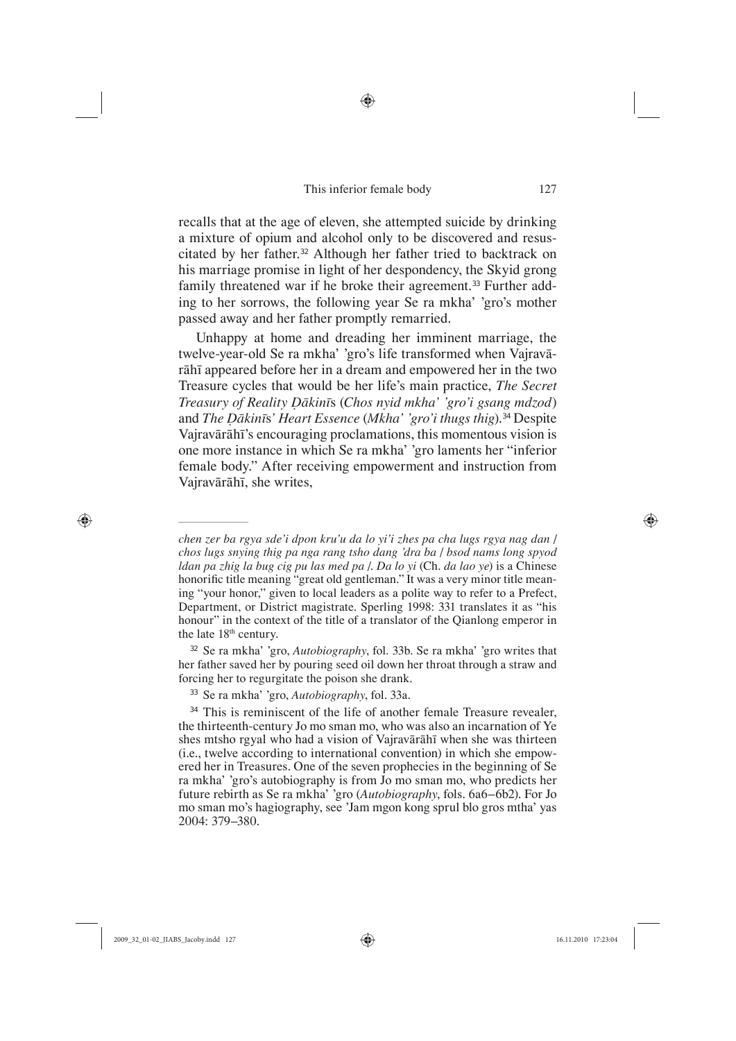recalls that at the age of eleven, she attempted suicide by drinking a mixture of opium and alcohol only to be discovered and resuscitated by her father.[32] Although her father tried to backtrack on his marriage promise in light of her despondency, the Skyid grong family threatened war if he broke their agreement.[33] Further adding to her sorrows, the following year Se ra mkha' 'gro's mother passed away and her father promptly remarried.

Unhappy at home and dreading her imminent marriage, the twelve-year-old Se ra mkha' 'gro's life transformed when Vajravārāhī appeared before her in a dream and empowered her in the two Treasure cycles that would be her life's main practice, *The Secret Treasury of Reality Ḍākinī*s (*Chos nyid mkha' 'gro'i gsang mdzod*) and *The Ḍākinī*s' *Heart Essence* (*Mkha' 'gro'i thugs thig*).[34] Despite Vajravārāhī's encouraging proclamations, this momentous vision is one more instance in which Se ra mkha' 'gro laments her "inferior female body." After receiving empowerment and instruction from Vajravārāhī, she writes,

---

*chen zer ba rgya sde'i dpon kru'u da lo yi'i zhes pa cha lugs rgya nag dan / chos lugs snying thig pa nga rang tsho dang 'dra ba / bsod nams long spyod ldan pa zhig la bug cig pu las med pa /. Da lo yi* (Ch. *da lao ye*) is a Chinese honorific title meaning "great old gentleman." It was a very minor title meaning "your honor," given to local leaders as a polite way to refer to a Prefect, Department, or District magistrate. Sperling 1998: 331 translates it as "his honour" in the context of the title of a translator of the Qianlong emperor in the late 18th century.

[32] Se ra mkha' 'gro, *Autobiography*, fol. 33b. Se ra mkha' 'gro writes that her father saved her by pouring seed oil down her throat through a straw and forcing her to regurgitate the poison she drank.

[33] Se ra mkha' 'gro, *Autobiography*, fol. 33a.

[34] This is reminiscent of the life of another female Treasure revealer, the thirteenth-century Jo mo sman mo, who was also an incarnation of Ye shes mtsho rgyal who had a vision of Vajravārāhī when she was thirteen (i.e., twelve according to international convention) in which she empowered her in Treasures. One of the seven prophecies in the beginning of Se ra mkha' 'gro's autobiography is from Jo mo sman mo, who predicts her future rebirth as Se ra mkha' 'gro (*Autobiography*, fols. 6a6–6b2). For Jo mo sman mo's hagiography, see 'Jam mgon kong sprul blo gros mtha' yas 2004: 379–380.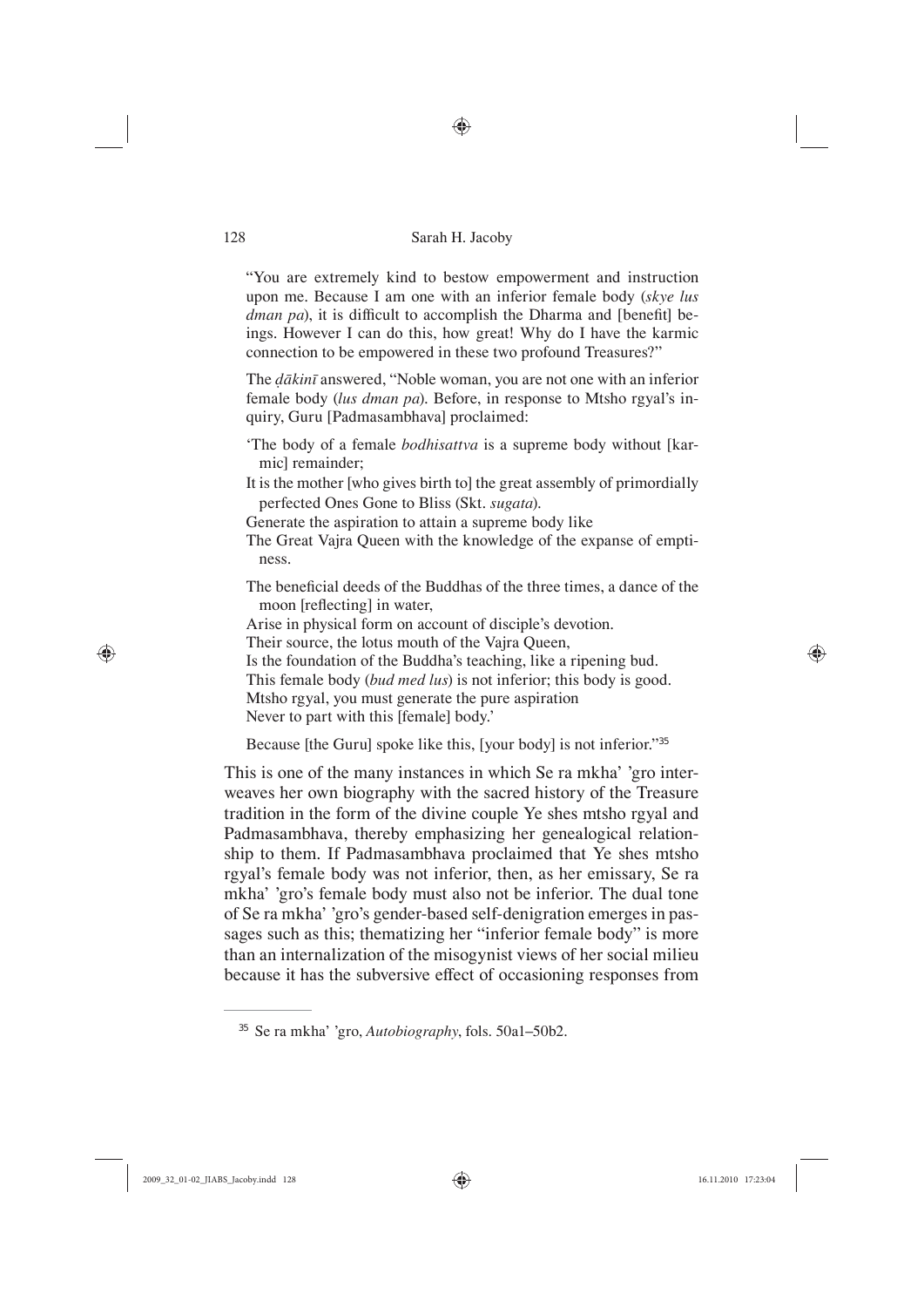> "You are extremely kind to bestow empowerment and instruction upon me. Because I am one with an inferior female body (*skye lus dman pa*), it is difficult to accomplish the Dharma and [benefit] beings. However I can do this, how great! Why do I have the karmic connection to be empowered in these two profound Treasures?"
>
> The *ḍākinī* answered, "Noble woman, you are not one with an inferior female body (*lus dman pa*). Before, in response to Mtsho rgyal's inquiry, Guru [Padmasambhava] proclaimed:
>
> 'The body of a female *bodhisattva* is a supreme body without [karmic] remainder;
> It is the mother [who gives birth to] the great assembly of primordially perfected Ones Gone to Bliss (Skt. *sugata*).
> Generate the aspiration to attain a supreme body like
> The Great Vajra Queen with the knowledge of the expanse of emptiness.
>
> The beneficial deeds of the Buddhas of the three times, a dance of the moon [reflecting] in water,
> Arise in physical form on account of disciple's devotion.
> Their source, the lotus mouth of the Vajra Queen,
> Is the foundation of the Buddha's teaching, like a ripening bud.
> This female body (*bud med lus*) is not inferior; this body is good.
> Mtsho rgyal, you must generate the pure aspiration
> Never to part with this [female] body.'
>
> Because [the Guru] spoke like this, [your body] is not inferior."[35]

This is one of the many instances in which Se ra mkha' 'gro interweaves her own biography with the sacred history of the Treasure tradition in the form of the divine couple Ye shes mtsho rgyal and Padmasambhava, thereby emphasizing her genealogical relationship to them. If Padmasambhava proclaimed that Ye shes mtsho rgyal's female body was not inferior, then, as her emissary, Se ra mkha' 'gro's female body must also not be inferior. The dual tone of Se ra mkha' 'gro's gender-based self-denigration emerges in passages such as this; thematizing her "inferior female body" is more than an internalization of the misogynist views of her social milieu because it has the subversive effect of occasioning responses from

---

[35] Se ra mkha' 'gro, *Autobiography*, fols. 50a1–50b2.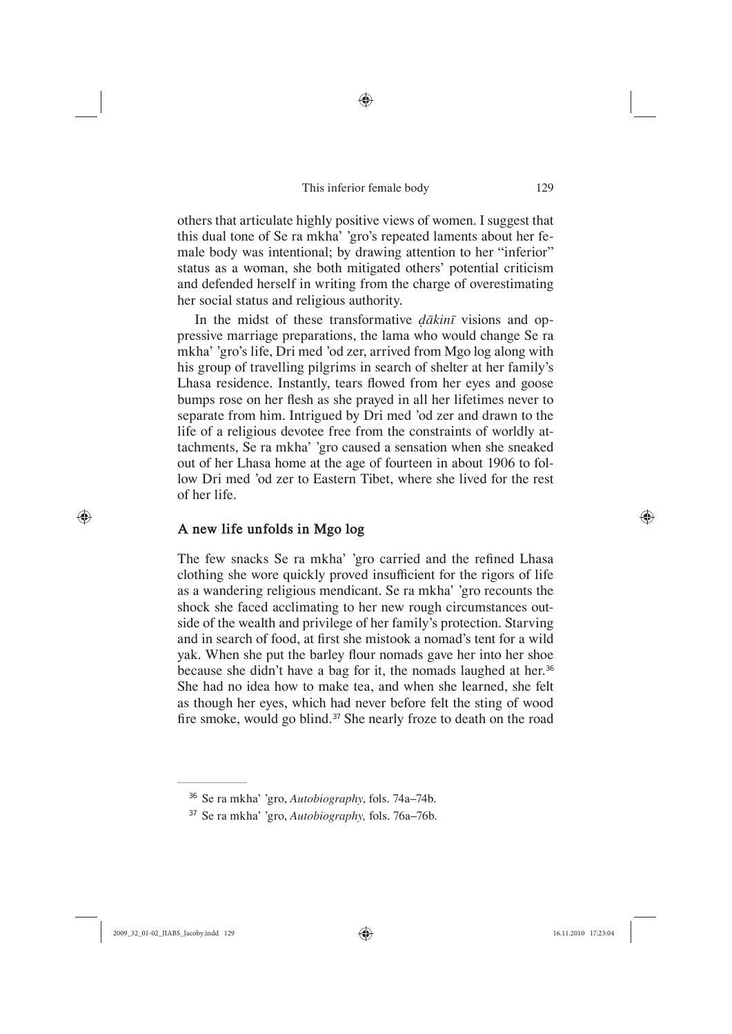others that articulate highly positive views of women. I suggest that this dual tone of Se ra mkha' 'gro's repeated laments about her female body was intentional; by drawing attention to her "inferior" status as a woman, she both mitigated others' potential criticism and defended herself in writing from the charge of overestimating her social status and religious authority.

In the midst of these transformative *ḍākinī* visions and oppressive marriage preparations, the lama who would change Se ra mkha' 'gro's life, Dri med 'od zer, arrived from Mgo log along with his group of travelling pilgrims in search of shelter at her family's Lhasa residence. Instantly, tears flowed from her eyes and goose bumps rose on her flesh as she prayed in all her lifetimes never to separate from him. Intrigued by Dri med 'od zer and drawn to the life of a religious devotee free from the constraints of worldly attachments, Se ra mkha' 'gro caused a sensation when she sneaked out of her Lhasa home at the age of fourteen in about 1906 to follow Dri med 'od zer to Eastern Tibet, where she lived for the rest of her life.

## A new life unfolds in Mgo log

The few snacks Se ra mkha' 'gro carried and the refined Lhasa clothing she wore quickly proved insufficient for the rigors of life as a wandering religious mendicant. Se ra mkha' 'gro recounts the shock she faced acclimating to her new rough circumstances outside of the wealth and privilege of her family's protection. Starving and in search of food, at first she mistook a nomad's tent for a wild yak. When she put the barley flour nomads gave her into her shoe because she didn't have a bag for it, the nomads laughed at her.[36] She had no idea how to make tea, and when she learned, she felt as though her eyes, which had never before felt the sting of wood fire smoke, would go blind.[37] She nearly froze to death on the road

---

[36] Se ra mkha' 'gro, *Autobiography*, fols. 74a–74b.

[37] Se ra mkha' 'gro, *Autobiography,* fols. 76a–76b.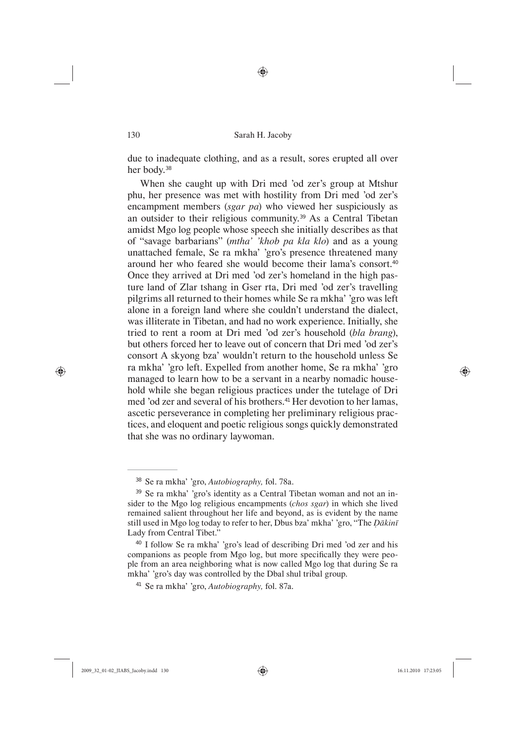due to inadequate clothing, and as a result, sores erupted all over her body.[38]

When she caught up with Dri med 'od zer's group at Mtshur phu, her presence was met with hostility from Dri med 'od zer's encampment members (*sgar pa*) who viewed her suspiciously as an outsider to their religious community.[39] As a Central Tibetan amidst Mgo log people whose speech she initially describes as that of "savage barbarians" (*mtha' 'khob pa kla klo*) and as a young unattached female, Se ra mkha' 'gro's presence threatened many around her who feared she would become their lama's consort.[40] Once they arrived at Dri med 'od zer's homeland in the high pasture land of Zlar tshang in Gser rta, Dri med 'od zer's travelling pilgrims all returned to their homes while Se ra mkha' 'gro was left alone in a foreign land where she couldn't understand the dialect, was illiterate in Tibetan, and had no work experience. Initially, she tried to rent a room at Dri med 'od zer's household (*bla brang*), but others forced her to leave out of concern that Dri med 'od zer's consort A skyong bza' wouldn't return to the household unless Se ra mkha' 'gro left. Expelled from another home, Se ra mkha' 'gro managed to learn how to be a servant in a nearby nomadic household while she began religious practices under the tutelage of Dri med 'od zer and several of his brothers.[41] Her devotion to her lamas, ascetic perseverance in completing her preliminary religious practices, and eloquent and poetic religious songs quickly demonstrated that she was no ordinary laywoman.

---

[38] Se ra mkha' 'gro, *Autobiography,* fol. 78a.

[39] Se ra mkha' 'gro's identity as a Central Tibetan woman and not an insider to the Mgo log religious encampments (*chos sgar*) in which she lived remained salient throughout her life and beyond, as is evident by the name still used in Mgo log today to refer to her, Dbus bza' mkha' 'gro, "The *Ḍākinī* Lady from Central Tibet."

[40] I follow Se ra mkha' 'gro's lead of describing Dri med 'od zer and his companions as people from Mgo log, but more specifically they were people from an area neighboring what is now called Mgo log that during Se ra mkha' 'gro's day was controlled by the Dbal shul tribal group.

[41] Se ra mkha' 'gro, *Autobiography,* fol. 87a.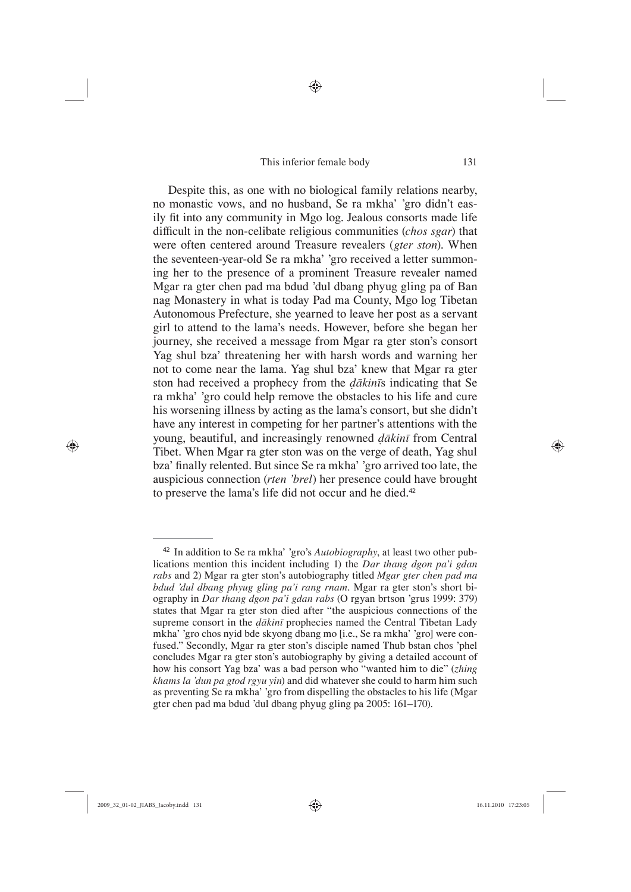Despite this, as one with no biological family relations nearby, no monastic vows, and no husband, Se ra mkha' 'gro didn't easily fit into any community in Mgo log. Jealous consorts made life difficult in the non-celibate religious communities (*chos sgar*) that were often centered around Treasure revealers (*gter ston*). When the seventeen-year-old Se ra mkha' 'gro received a letter summoning her to the presence of a prominent Treasure revealer named Mgar ra gter chen pad ma bdud 'dul dbang phyug gling pa of Ban nag Monastery in what is today Pad ma County, Mgo log Tibetan Autonomous Prefecture, she yearned to leave her post as a servant girl to attend to the lama's needs. However, before she began her journey, she received a message from Mgar ra gter ston's consort Yag shul bza' threatening her with harsh words and warning her not to come near the lama. Yag shul bza' knew that Mgar ra gter ston had received a prophecy from the *ḍākinī*s indicating that Se ra mkha' 'gro could help remove the obstacles to his life and cure his worsening illness by acting as the lama's consort, but she didn't have any interest in competing for her partner's attentions with the young, beautiful, and increasingly renowned *ḍākinī* from Central Tibet. When Mgar ra gter ston was on the verge of death, Yag shul bza' finally relented. But since Se ra mkha' 'gro arrived too late, the auspicious connection (*rten 'brel*) her presence could have brought to preserve the lama's life did not occur and he died.[42]

---

[42] In addition to Se ra mkha' 'gro's *Autobiography*, at least two other publications mention this incident including 1) the *Dar thang dgon pa'i gdan rabs* and 2) Mgar ra gter ston's autobiography titled *Mgar gter chen pad ma bdud 'dul dbang phyug gling pa'i rang rnam*. Mgar ra gter ston's short biography in *Dar thang dgon pa'i gdan rabs* (O rgyan brtson 'grus 1999: 379) states that Mgar ra gter ston died after "the auspicious connections of the supreme consort in the *ḍākinī* prophecies named the Central Tibetan Lady mkha' 'gro chos nyid bde skyong dbang mo [i.e., Se ra mkha' 'gro] were confused." Secondly, Mgar ra gter ston's disciple named Thub bstan chos 'phel concludes Mgar ra gter ston's autobiography by giving a detailed account of how his consort Yag bza' was a bad person who "wanted him to die" (*zhing khams la 'dun pa gtod rgyu yin*) and did whatever she could to harm him such as preventing Se ra mkha' 'gro from dispelling the obstacles to his life (Mgar gter chen pad ma bdud 'dul dbang phyug gling pa 2005: 161–170).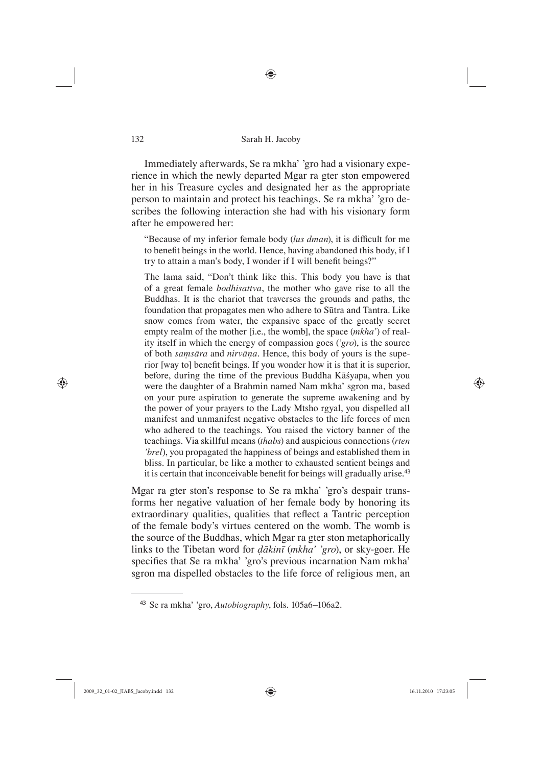Immediately afterwards, Se ra mkha' 'gro had a visionary experience in which the newly departed Mgar ra gter ston empowered her in his Treasure cycles and designated her as the appropriate person to maintain and protect his teachings. Se ra mkha' 'gro describes the following interaction she had with his visionary form after he empowered her:

> "Because of my inferior female body (*lus dman*), it is difficult for me to benefit beings in the world. Hence, having abandoned this body, if I try to attain a man's body, I wonder if I will benefit beings?"
>
> The lama said, "Don't think like this. This body you have is that of a great female *bodhisattva*, the mother who gave rise to all the Buddhas. It is the chariot that traverses the grounds and paths, the foundation that propagates men who adhere to Sūtra and Tantra. Like snow comes from water, the expansive space of the greatly secret empty realm of the mother [i.e., the womb], the space (*mkha'*) of reality itself in which the energy of compassion goes (*'gro*), is the source of both *saṃsāra* and *nirvāṇa*. Hence, this body of yours is the superior [way to] benefit beings. If you wonder how it is that it is superior, before, during the time of the previous Buddha Kāśyapa, when you were the daughter of a Brahmin named Nam mkha' sgron ma, based on your pure aspiration to generate the supreme awakening and by the power of your prayers to the Lady Mtsho rgyal, you dispelled all manifest and unmanifest negative obstacles to the life forces of men who adhered to the teachings. You raised the victory banner of the teachings. Via skillful means (*thabs*) and auspicious connections (*rten 'brel*), you propagated the happiness of beings and established them in bliss. In particular, be like a mother to exhausted sentient beings and it is certain that inconceivable benefit for beings will gradually arise.[43]

Mgar ra gter ston's response to Se ra mkha' 'gro's despair transforms her negative valuation of her female body by honoring its extraordinary qualities, qualities that reflect a Tantric perception of the female body's virtues centered on the womb. The womb is the source of the Buddhas, which Mgar ra gter ston metaphorically links to the Tibetan word for *ḍākinī* (*mkha' 'gro*), or sky-goer. He specifies that Se ra mkha' 'gro's previous incarnation Nam mkha' sgron ma dispelled obstacles to the life force of religious men, an

---

[43] Se ra mkha' 'gro, *Autobiography*, fols. 105a6–106a2.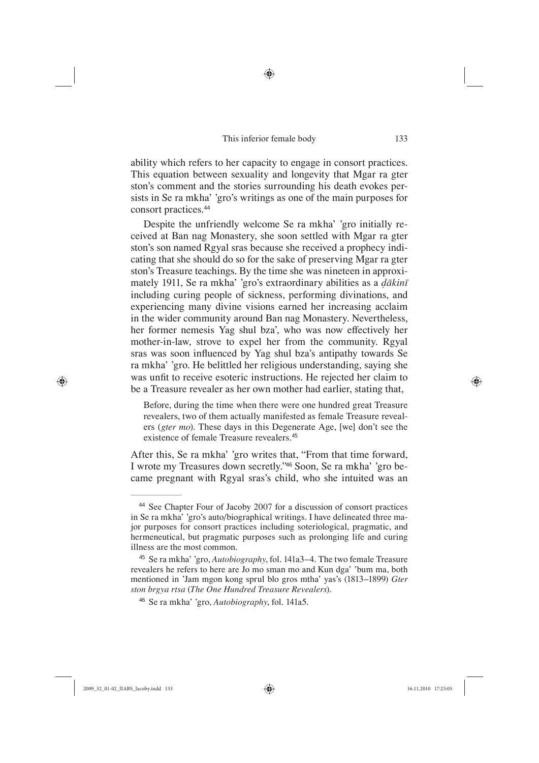ability which refers to her capacity to engage in consort practices. This equation between sexuality and longevity that Mgar ra gter ston's comment and the stories surrounding his death evokes persists in Se ra mkha' 'gro's writings as one of the main purposes for consort practices.[44]

Despite the unfriendly welcome Se ra mkha' 'gro initially received at Ban nag Monastery, she soon settled with Mgar ra gter ston's son named Rgyal sras because she received a prophecy indicating that she should do so for the sake of preserving Mgar ra gter ston's Treasure teachings. By the time she was nineteen in approximately 1911, Se ra mkha' 'gro's extraordinary abilities as a *ḍākinī* including curing people of sickness, performing divinations, and experiencing many divine visions earned her increasing acclaim in the wider community around Ban nag Monastery. Nevertheless, her former nemesis Yag shul bza', who was now effectively her mother-in-law, strove to expel her from the community. Rgyal sras was soon influenced by Yag shul bza's antipathy towards Se ra mkha' 'gro. He belittled her religious understanding, saying she was unfit to receive esoteric instructions. He rejected her claim to be a Treasure revealer as her own mother had earlier, stating that,

> Before, during the time when there were one hundred great Treasure revealers, two of them actually manifested as female Treasure revealers (*gter mo*). These days in this Degenerate Age, [we] don't see the existence of female Treasure revealers.[45]

After this, Se ra mkha' 'gro writes that, "From that time forward, I wrote my Treasures down secretly."[46] Soon, Se ra mkha' 'gro became pregnant with Rgyal sras's child, who she intuited was an

---

[44] See Chapter Four of Jacoby 2007 for a discussion of consort practices in Se ra mkha' 'gro's auto/biographical writings. I have delineated three major purposes for consort practices including soteriological, pragmatic, and hermeneutical, but pragmatic purposes such as prolonging life and curing illness are the most common.

[45] Se ra mkha' 'gro, *Autobiography*, fol. 141a3–4. The two female Treasure revealers he refers to here are Jo mo sman mo and Kun dga' 'bum ma, both mentioned in 'Jam mgon kong sprul blo gros mtha' yas's (1813–1899) *Gter ston brgya rtsa* (*The One Hundred Treasure Revealers*).

[46] Se ra mkha' 'gro, *Autobiography*, fol. 141a5.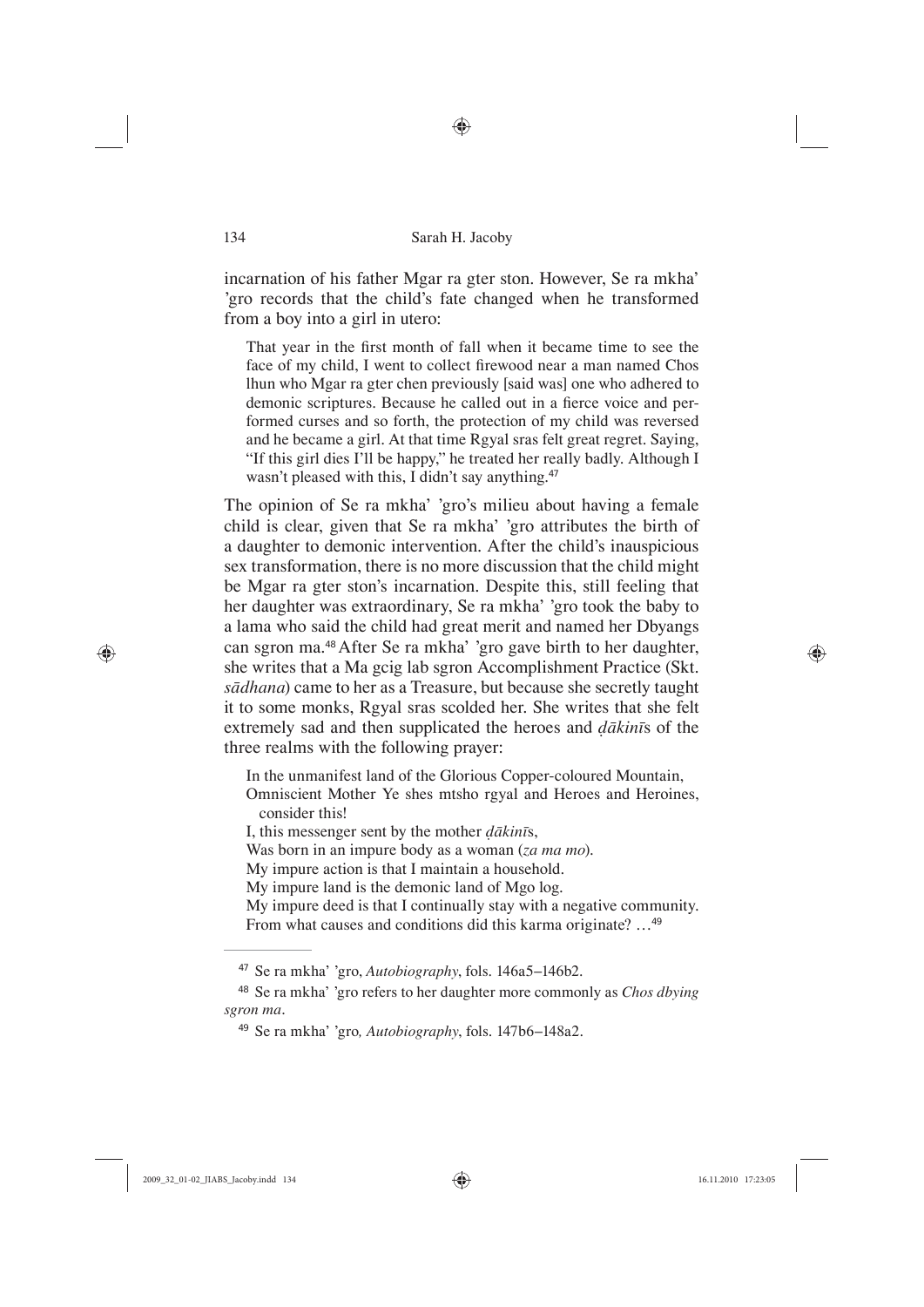incarnation of his father Mgar ra gter ston. However, Se ra mkha' 'gro records that the child's fate changed when he transformed from a boy into a girl in utero:

> That year in the first month of fall when it became time to see the face of my child, I went to collect firewood near a man named Chos lhun who Mgar ra gter chen previously [said was] one who adhered to demonic scriptures. Because he called out in a fierce voice and performed curses and so forth, the protection of my child was reversed and he became a girl. At that time Rgyal sras felt great regret. Saying, "If this girl dies I'll be happy," he treated her really badly. Although I wasn't pleased with this, I didn't say anything.[47]

The opinion of Se ra mkha' 'gro's milieu about having a female child is clear, given that Se ra mkha' 'gro attributes the birth of a daughter to demonic intervention. After the child's inauspicious sex transformation, there is no more discussion that the child might be Mgar ra gter ston's incarnation. Despite this, still feeling that her daughter was extraordinary, Se ra mkha' 'gro took the baby to a lama who said the child had great merit and named her Dbyangs can sgron ma.[48] After Se ra mkha' 'gro gave birth to her daughter, she writes that a Ma gcig lab sgron Accomplishment Practice (Skt. *sādhana*) came to her as a Treasure, but because she secretly taught it to some monks, Rgyal sras scolded her. She writes that she felt extremely sad and then supplicated the heroes and *ḍākinī*s of the three realms with the following prayer:

> In the unmanifest land of the Glorious Copper-coloured Mountain,
> Omniscient Mother Ye shes mtsho rgyal and Heroes and Heroines, consider this!
> I, this messenger sent by the mother *ḍākinī*s,
> Was born in an impure body as a woman (*za ma mo*).
> My impure action is that I maintain a household.
> My impure land is the demonic land of Mgo log.
> My impure deed is that I continually stay with a negative community.
> From what causes and conditions did this karma originate? …[49]

---

[47] Se ra mkha' 'gro, *Autobiography*, fols. 146a5–146b2.

[48] Se ra mkha' 'gro refers to her daughter more commonly as *Chos dbying sgron ma*.

[49] Se ra mkha' 'gro*, Autobiography*, fols. 147b6–148a2.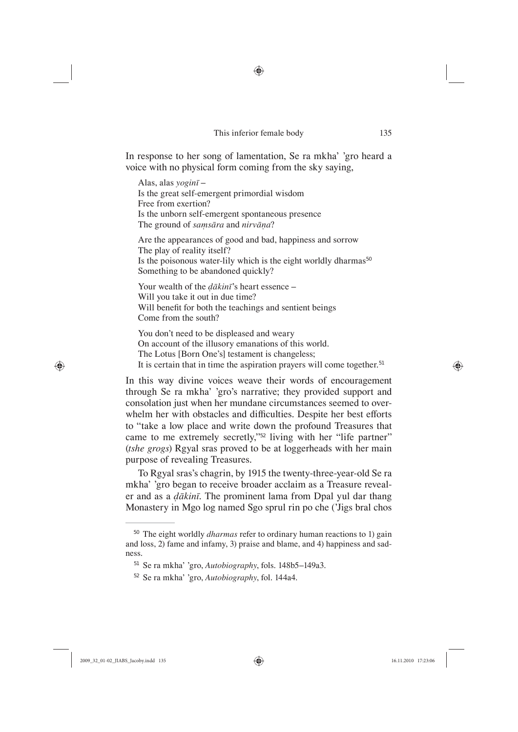In response to her song of lamentation, Se ra mkha' 'gro heard a voice with no physical form coming from the sky saying,

> Alas, alas *yoginī* –
> Is the great self-emergent primordial wisdom
> Free from exertion?
> Is the unborn self-emergent spontaneous presence
> The ground of *saṃsāra* and *nirvāṇa*?
>
> Are the appearances of good and bad, happiness and sorrow
> The play of reality itself?
> Is the poisonous water-lily which is the eight worldly dharmas[50]
> Something to be abandoned quickly?
>
> Your wealth of the *ḍākinī*'s heart essence –
> Will you take it out in due time?
> Will benefit for both the teachings and sentient beings
> Come from the south?
>
> You don't need to be displeased and weary
> On account of the illusory emanations of this world.
> The Lotus [Born One's] testament is changeless;
> It is certain that in time the aspiration prayers will come together.[51]

In this way divine voices weave their words of encouragement through Se ra mkha' 'gro's narrative; they provided support and consolation just when her mundane circumstances seemed to overwhelm her with obstacles and difficulties. Despite her best efforts to "take a low place and write down the profound Treasures that came to me extremely secretly,"[52] living with her "life partner" (*tshe grogs*) Rgyal sras proved to be at loggerheads with her main purpose of revealing Treasures.

To Rgyal sras's chagrin, by 1915 the twenty-three-year-old Se ra mkha' 'gro began to receive broader acclaim as a Treasure revealer and as a *ḍākinī*. The prominent lama from Dpal yul dar thang Monastery in Mgo log named Sgo sprul rin po che ('Jigs bral chos

---

[50] The eight worldly *dharmas* refer to ordinary human reactions to 1) gain and loss, 2) fame and infamy, 3) praise and blame, and 4) happiness and sadness.

[51] Se ra mkha' 'gro, *Autobiography*, fols. 148b5–149a3.

[52] Se ra mkha' 'gro, *Autobiography*, fol. 144a4.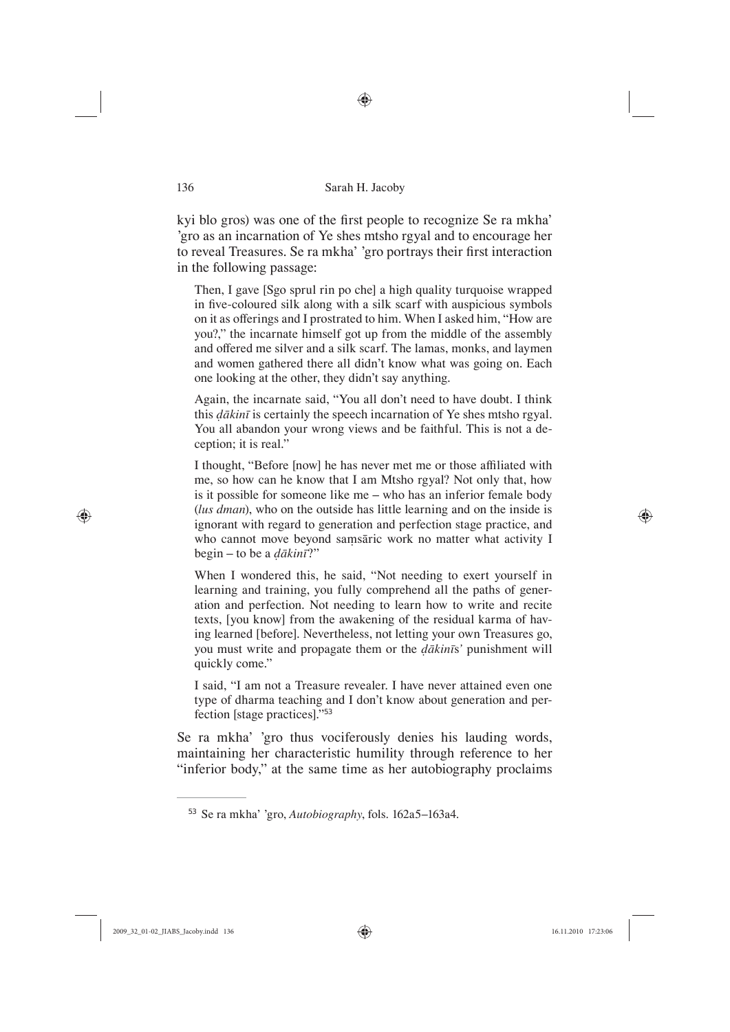kyi blo gros) was one of the first people to recognize Se ra mkha' 'gro as an incarnation of Ye shes mtsho rgyal and to encourage her to reveal Treasures. Se ra mkha' 'gro portrays their first interaction in the following passage:

> Then, I gave [Sgo sprul rin po che] a high quality turquoise wrapped in five-coloured silk along with a silk scarf with auspicious symbols on it as offerings and I prostrated to him. When I asked him, "How are you?," the incarnate himself got up from the middle of the assembly and offered me silver and a silk scarf. The lamas, monks, and laymen and women gathered there all didn't know what was going on. Each one looking at the other, they didn't say anything.
>
> Again, the incarnate said, "You all don't need to have doubt. I think this *ḍākinī* is certainly the speech incarnation of Ye shes mtsho rgyal. You all abandon your wrong views and be faithful. This is not a deception; it is real."
>
> I thought, "Before [now] he has never met me or those affiliated with me, so how can he know that I am Mtsho rgyal? Not only that, how is it possible for someone like me – who has an inferior female body (*lus dman*), who on the outside has little learning and on the inside is ignorant with regard to generation and perfection stage practice, and who cannot move beyond saṃsāric work no matter what activity I begin – to be a *ḍākinī*?"
>
> When I wondered this, he said, "Not needing to exert yourself in learning and training, you fully comprehend all the paths of generation and perfection. Not needing to learn how to write and recite texts, [you know] from the awakening of the residual karma of having learned [before]. Nevertheless, not letting your own Treasures go, you must write and propagate them or the *ḍākinīs'* punishment will quickly come."
>
> I said, "I am not a Treasure revealer. I have never attained even one type of dharma teaching and I don't know about generation and perfection [stage practices]."[53]

Se ra mkha' 'gro thus vociferously denies his lauding words, maintaining her characteristic humility through reference to her "inferior body," at the same time as her autobiography proclaims

---

[53] Se ra mkha' 'gro, *Autobiography*, fols. 162a5–163a4.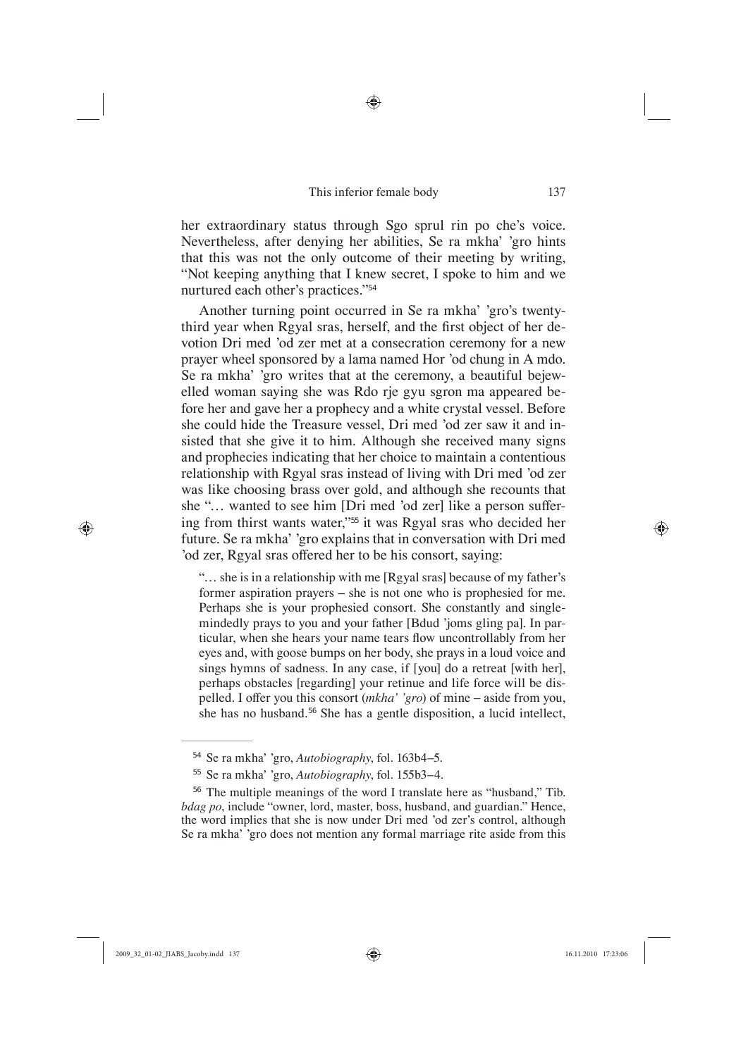her extraordinary status through Sgo sprul rin po che's voice. Nevertheless, after denying her abilities, Se ra mkha' 'gro hints that this was not the only outcome of their meeting by writing, "Not keeping anything that I knew secret, I spoke to him and we nurtured each other's practices."[54]

Another turning point occurred in Se ra mkha' 'gro's twenty-third year when Rgyal sras, herself, and the first object of her devotion Dri med 'od zer met at a consecration ceremony for a new prayer wheel sponsored by a lama named Hor 'od chung in A mdo. Se ra mkha' 'gro writes that at the ceremony, a beautiful bejewelled woman saying she was Rdo rje gyu sgron ma appeared before her and gave her a prophecy and a white crystal vessel. Before she could hide the Treasure vessel, Dri med 'od zer saw it and insisted that she give it to him. Although she received many signs and prophecies indicating that her choice to maintain a contentious relationship with Rgyal sras instead of living with Dri med 'od zer was like choosing brass over gold, and although she recounts that she "… wanted to see him [Dri med 'od zer] like a person suffering from thirst wants water,"[55] it was Rgyal sras who decided her future. Se ra mkha' 'gro explains that in conversation with Dri med 'od zer, Rgyal sras offered her to be his consort, saying:

> "… she is in a relationship with me [Rgyal sras] because of my father's former aspiration prayers – she is not one who is prophesied for me. Perhaps she is your prophesied consort. She constantly and single-mindedly prays to you and your father [Bdud 'joms gling pa]. In particular, when she hears your name tears flow uncontrollably from her eyes and, with goose bumps on her body, she prays in a loud voice and sings hymns of sadness. In any case, if [you] do a retreat [with her], perhaps obstacles [regarding] your retinue and life force will be dispelled. I offer you this consort (*mkha' 'gro*) of mine – aside from you, she has no husband.[56] She has a gentle disposition, a lucid intellect,

---

[54] Se ra mkha' 'gro, *Autobiography*, fol. 163b4–5.

[55] Se ra mkha' 'gro, *Autobiography*, fol. 155b3–4.

[56] The multiple meanings of the word I translate here as "husband," Tib. *bdag po*, include "owner, lord, master, boss, husband, and guardian." Hence, the word implies that she is now under Dri med 'od zer's control, although Se ra mkha' 'gro does not mention any formal marriage rite aside from this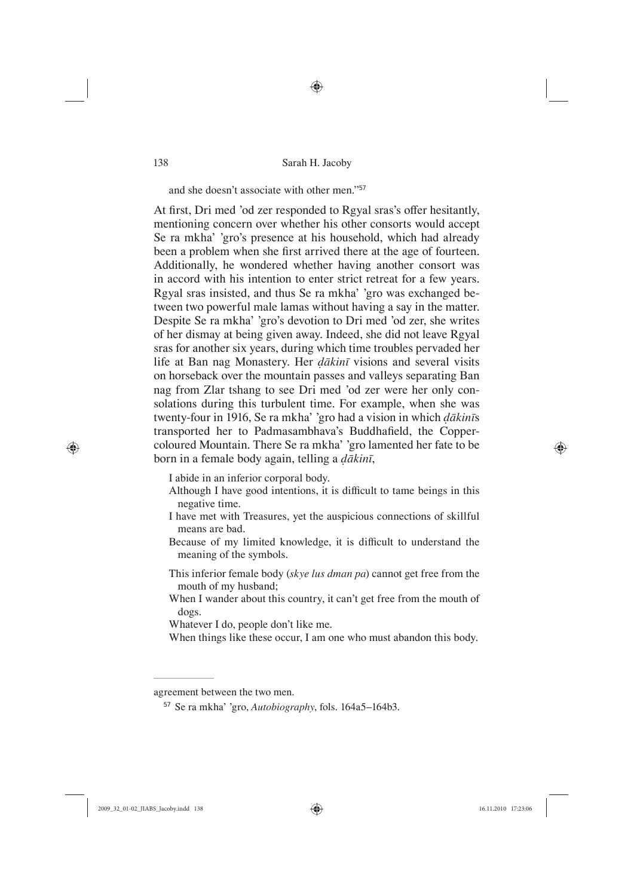and she doesn't associate with other men."[57]

At first, Dri med 'od zer responded to Rgyal sras's offer hesitantly, mentioning concern over whether his other consorts would accept Se ra mkha' 'gro's presence at his household, which had already been a problem when she first arrived there at the age of fourteen. Additionally, he wondered whether having another consort was in accord with his intention to enter strict retreat for a few years. Rgyal sras insisted, and thus Se ra mkha' 'gro was exchanged between two powerful male lamas without having a say in the matter. Despite Se ra mkha' 'gro's devotion to Dri med 'od zer, she writes of her dismay at being given away. Indeed, she did not leave Rgyal sras for another six years, during which time troubles pervaded her life at Ban nag Monastery. Her *ḍākinī* visions and several visits on horseback over the mountain passes and valleys separating Ban nag from Zlar tshang to see Dri med 'od zer were her only consolations during this turbulent time. For example, when she was twenty-four in 1916, Se ra mkha' 'gro had a vision in which *ḍākinī*s transported her to Padmasambhava's Buddhafield, the Copper-coloured Mountain. There Se ra mkha' 'gro lamented her fate to be born in a female body again, telling a *ḍākinī*,

> I abide in an inferior corporal body.
> Although I have good intentions, it is difficult to tame beings in this negative time.
> I have met with Treasures, yet the auspicious connections of skillful means are bad.
> Because of my limited knowledge, it is difficult to understand the meaning of the symbols.
>
> This inferior female body (*skye lus dman pa*) cannot get free from the mouth of my husband;
> When I wander about this country, it can't get free from the mouth of dogs.
> Whatever I do, people don't like me.
> When things like these occur, I am one who must abandon this body.

---

agreement between the two men.

[57] Se ra mkha' 'gro, *Autobiography*, fols. 164a5–164b3.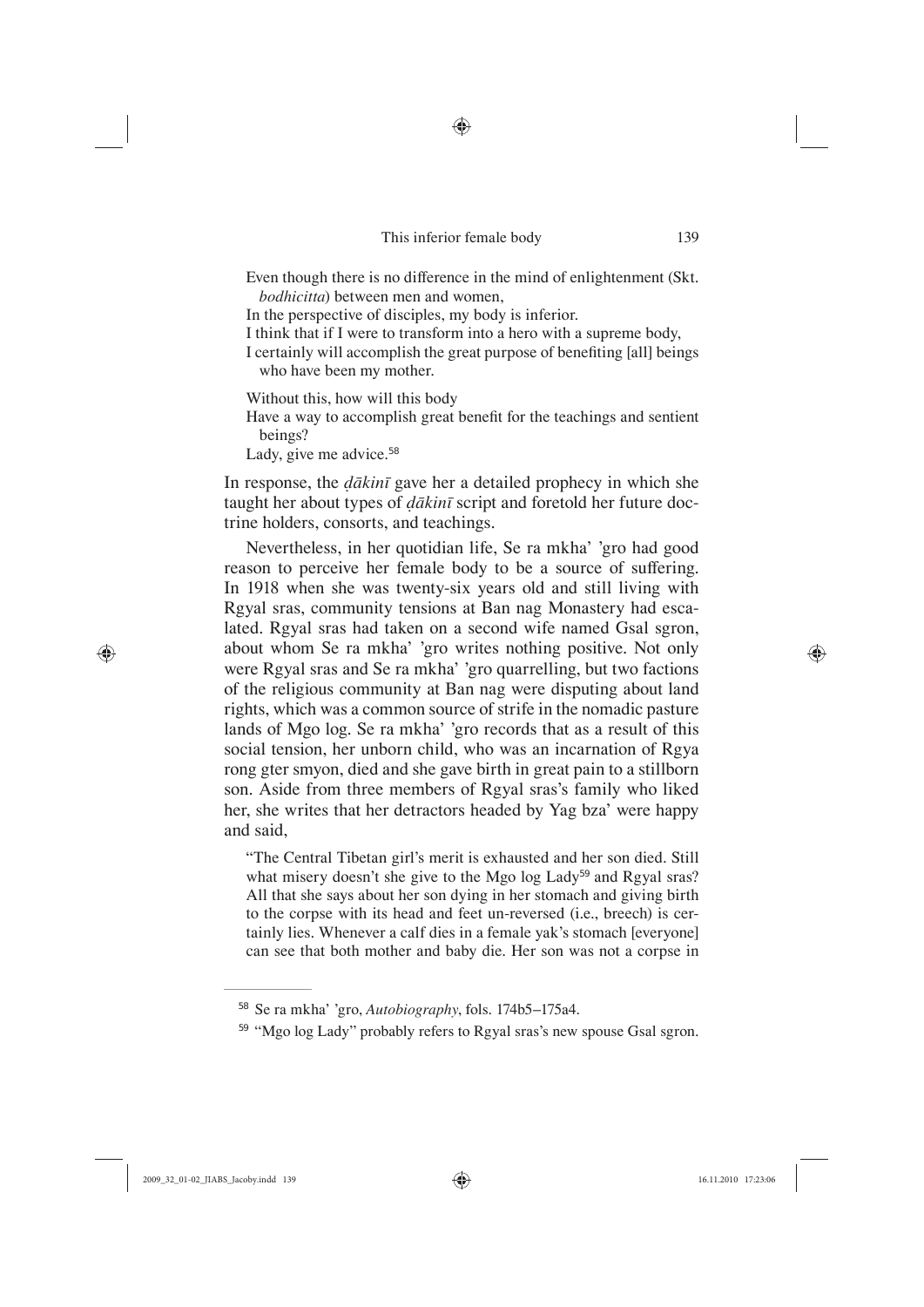Even though there is no difference in the mind of enlightenment (Skt. *bodhicitta*) between men and women,
In the perspective of disciples, my body is inferior.
I think that if I were to transform into a hero with a supreme body,
I certainly will accomplish the great purpose of benefiting [all] beings who have been my mother.

Without this, how will this body
Have a way to accomplish great benefit for the teachings and sentient beings?
Lady, give me advice.[58]

In response, the *ḍākinī* gave her a detailed prophecy in which she taught her about types of *ḍākinī* script and foretold her future doctrine holders, consorts, and teachings.

Nevertheless, in her quotidian life, Se ra mkha' 'gro had good reason to perceive her female body to be a source of suffering. In 1918 when she was twenty-six years old and still living with Rgyal sras, community tensions at Ban nag Monastery had escalated. Rgyal sras had taken on a second wife named Gsal sgron, about whom Se ra mkha' 'gro writes nothing positive. Not only were Rgyal sras and Se ra mkha' 'gro quarrelling, but two factions of the religious community at Ban nag were disputing about land rights, which was a common source of strife in the nomadic pasture lands of Mgo log. Se ra mkha' 'gro records that as a result of this social tension, her unborn child, who was an incarnation of Rgya rong gter smyon, died and she gave birth in great pain to a stillborn son. Aside from three members of Rgyal sras's family who liked her, she writes that her detractors headed by Yag bza' were happy and said,

> "The Central Tibetan girl's merit is exhausted and her son died. Still what misery doesn't she give to the Mgo log Lady[59] and Rgyal sras? All that she says about her son dying in her stomach and giving birth to the corpse with its head and feet un-reversed (i.e., breech) is certainly lies. Whenever a calf dies in a female yak's stomach [everyone] can see that both mother and baby die. Her son was not a corpse in

---

[58] Se ra mkha' 'gro, *Autobiography*, fols. 174b5–175a4.

[59] "Mgo log Lady" probably refers to Rgyal sras's new spouse Gsal sgron.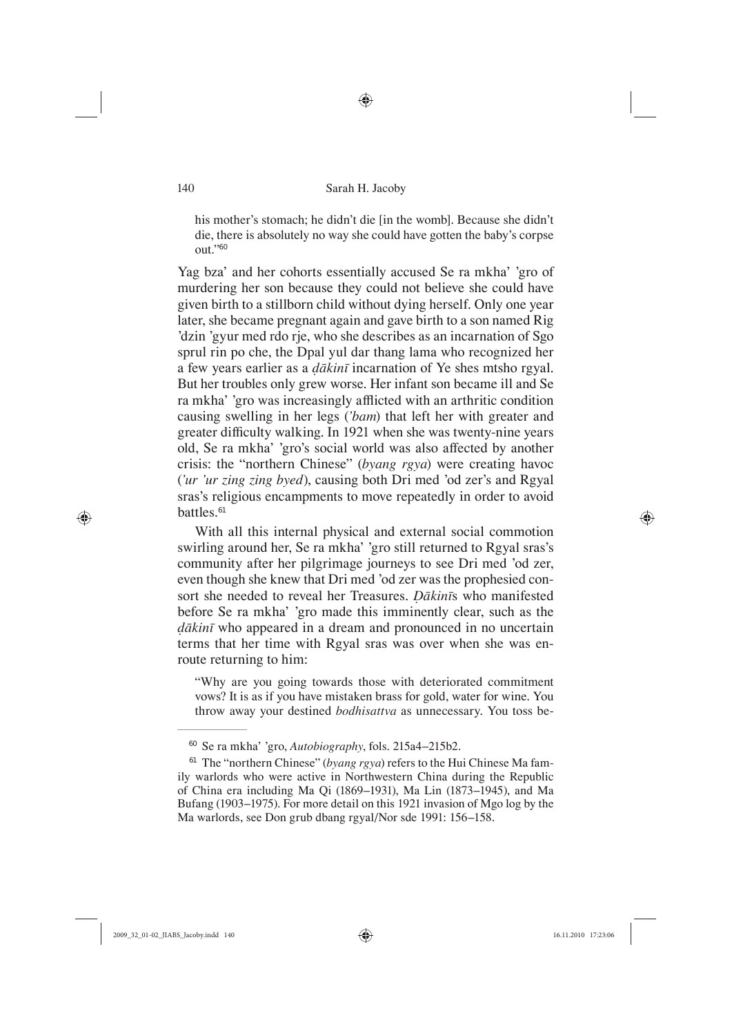his mother's stomach; he didn't die [in the womb]. Because she didn't die, there is absolutely no way she could have gotten the baby's corpse out."[60]

Yag bza' and her cohorts essentially accused Se ra mkha' 'gro of murdering her son because they could not believe she could have given birth to a stillborn child without dying herself. Only one year later, she became pregnant again and gave birth to a son named Rig 'dzin 'gyur med rdo rje, who she describes as an incarnation of Sgo sprul rin po che, the Dpal yul dar thang lama who recognized her a few years earlier as a *ḍākinī* incarnation of Ye shes mtsho rgyal. But her troubles only grew worse. Her infant son became ill and Se ra mkha' 'gro was increasingly afflicted with an arthritic condition causing swelling in her legs (*'bam*) that left her with greater and greater difficulty walking. In 1921 when she was twenty-nine years old, Se ra mkha' 'gro's social world was also affected by another crisis: the "northern Chinese" (*byang rgya*) were creating havoc (*'ur 'ur zing zing byed*), causing both Dri med 'od zer's and Rgyal sras's religious encampments to move repeatedly in order to avoid battles.[61]

With all this internal physical and external social commotion swirling around her, Se ra mkha' 'gro still returned to Rgyal sras's community after her pilgrimage journeys to see Dri med 'od zer, even though she knew that Dri med 'od zer was the prophesied consort she needed to reveal her Treasures. *Ḍākinī*s who manifested before Se ra mkha' 'gro made this imminently clear, such as the *ḍākinī* who appeared in a dream and pronounced in no uncertain terms that her time with Rgyal sras was over when she was en-route returning to him:

> "Why are you going towards those with deteriorated commitment vows? It is as if you have mistaken brass for gold, water for wine. You throw away your destined *bodhisattva* as unnecessary. You toss be-

---

[60] Se ra mkha' 'gro, *Autobiography*, fols. 215a4–215b2.

[61] The "northern Chinese" (*byang rgya*) refers to the Hui Chinese Ma family warlords who were active in Northwestern China during the Republic of China era including Ma Qi (1869–1931), Ma Lin (1873–1945), and Ma Bufang (1903–1975). For more detail on this 1921 invasion of Mgo log by the Ma warlords, see Don grub dbang rgyal/Nor sde 1991: 156–158.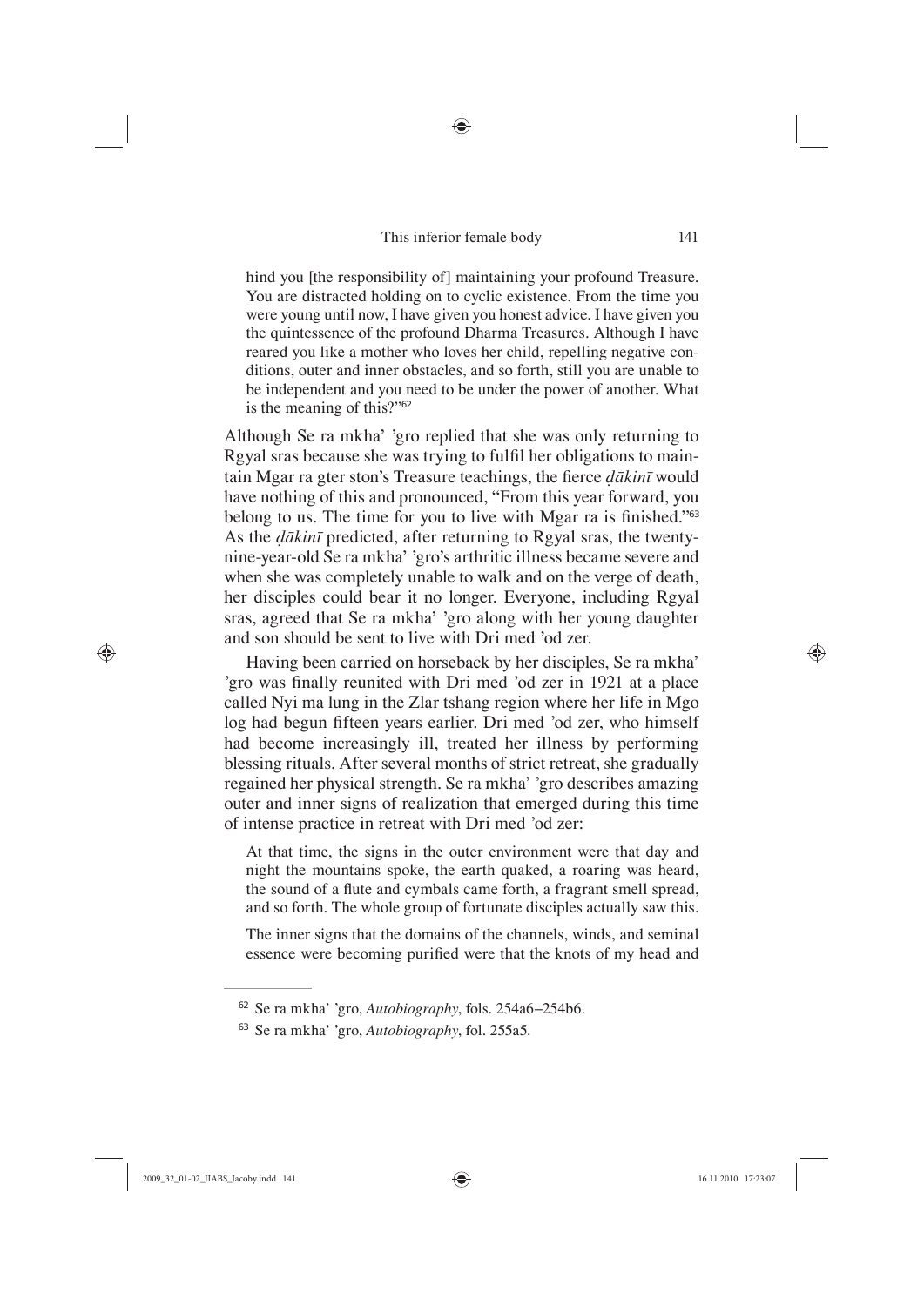hind you [the responsibility of] maintaining your profound Treasure. You are distracted holding on to cyclic existence. From the time you were young until now, I have given you honest advice. I have given you the quintessence of the profound Dharma Treasures. Although I have reared you like a mother who loves her child, repelling negative conditions, outer and inner obstacles, and so forth, still you are unable to be independent and you need to be under the power of another. What is the meaning of this?"[62]

Although Se ra mkha' 'gro replied that she was only returning to Rgyal sras because she was trying to fulfil her obligations to maintain Mgar ra gter ston's Treasure teachings, the fierce *ḍākinī* would have nothing of this and pronounced, "From this year forward, you belong to us. The time for you to live with Mgar ra is finished."[63] As the *ḍākinī* predicted, after returning to Rgyal sras, the twenty-nine-year-old Se ra mkha' 'gro's arthritic illness became severe and when she was completely unable to walk and on the verge of death, her disciples could bear it no longer. Everyone, including Rgyal sras, agreed that Se ra mkha' 'gro along with her young daughter and son should be sent to live with Dri med 'od zer.

Having been carried on horseback by her disciples, Se ra mkha' 'gro was finally reunited with Dri med 'od zer in 1921 at a place called Nyi ma lung in the Zlar tshang region where her life in Mgo log had begun fifteen years earlier. Dri med 'od zer, who himself had become increasingly ill, treated her illness by performing blessing rituals. After several months of strict retreat, she gradually regained her physical strength. Se ra mkha' 'gro describes amazing outer and inner signs of realization that emerged during this time of intense practice in retreat with Dri med 'od zer:

> At that time, the signs in the outer environment were that day and night the mountains spoke, the earth quaked, a roaring was heard, the sound of a flute and cymbals came forth, a fragrant smell spread, and so forth. The whole group of fortunate disciples actually saw this.
>
> The inner signs that the domains of the channels, winds, and seminal essence were becoming purified were that the knots of my head and

[62] Se ra mkha' 'gro, *Autobiography*, fols. 254a6–254b6.

[63] Se ra mkha' 'gro, *Autobiography*, fol. 255a5.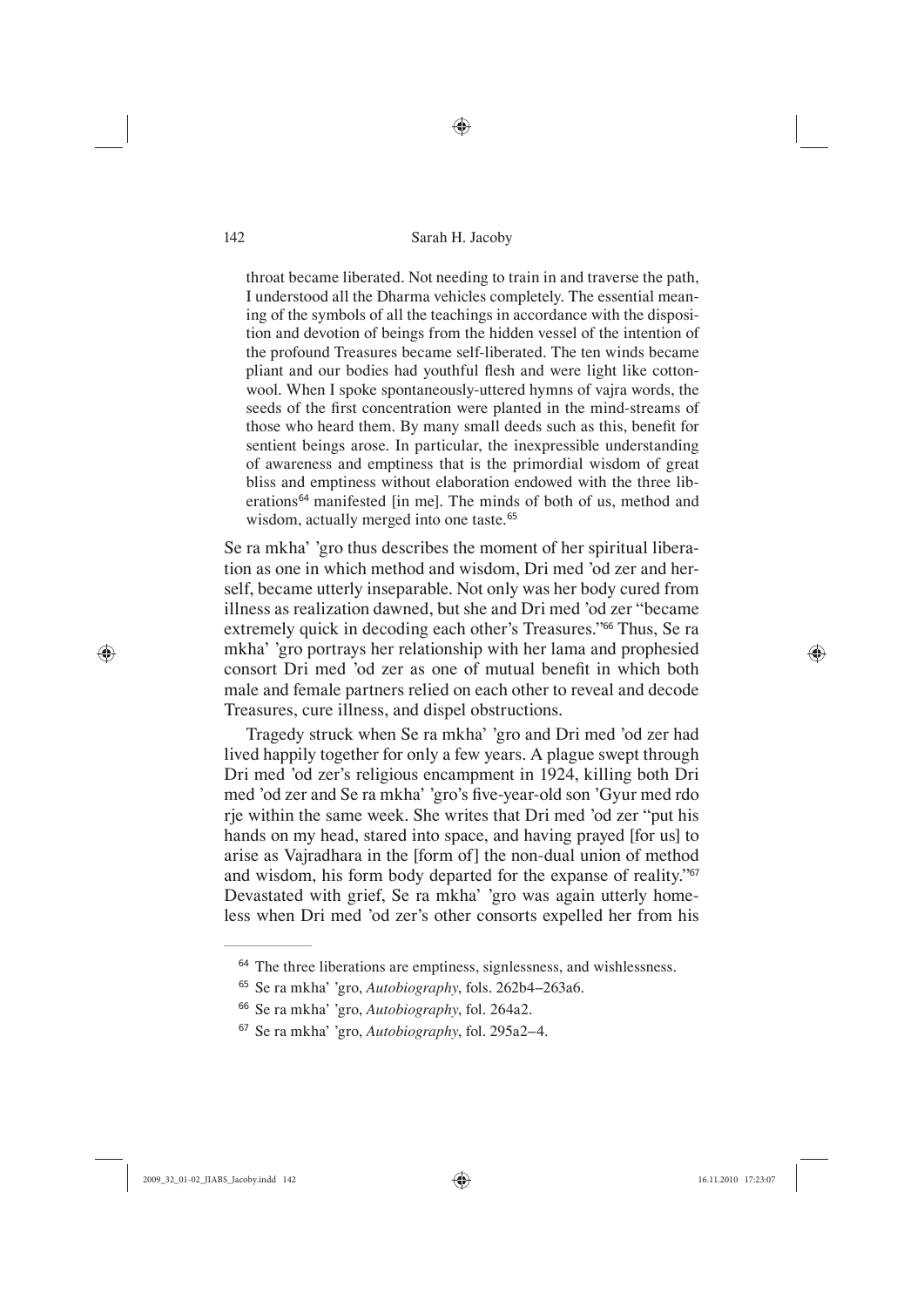throat became liberated. Not needing to train in and traverse the path, I understood all the Dharma vehicles completely. The essential meaning of the symbols of all the teachings in accordance with the disposition and devotion of beings from the hidden vessel of the intention of the profound Treasures became self-liberated. The ten winds became pliant and our bodies had youthful flesh and were light like cottonwool. When I spoke spontaneously-uttered hymns of vajra words, the seeds of the first concentration were planted in the mind-streams of those who heard them. By many small deeds such as this, benefit for sentient beings arose. In particular, the inexpressible understanding of awareness and emptiness that is the primordial wisdom of great bliss and emptiness without elaboration endowed with the three liberations[64] manifested [in me]. The minds of both of us, method and wisdom, actually merged into one taste.[65]

Se ra mkha' 'gro thus describes the moment of her spiritual liberation as one in which method and wisdom, Dri med 'od zer and herself, became utterly inseparable. Not only was her body cured from illness as realization dawned, but she and Dri med 'od zer "became extremely quick in decoding each other's Treasures."[66] Thus, Se ra mkha' 'gro portrays her relationship with her lama and prophesied consort Dri med 'od zer as one of mutual benefit in which both male and female partners relied on each other to reveal and decode Treasures, cure illness, and dispel obstructions.

Tragedy struck when Se ra mkha' 'gro and Dri med 'od zer had lived happily together for only a few years. A plague swept through Dri med 'od zer's religious encampment in 1924, killing both Dri med 'od zer and Se ra mkha' 'gro's five-year-old son 'Gyur med rdo rje within the same week. She writes that Dri med 'od zer "put his hands on my head, stared into space, and having prayed [for us] to arise as Vajradhara in the [form of] the non-dual union of method and wisdom, his form body departed for the expanse of reality."[67] Devastated with grief, Se ra mkha' 'gro was again utterly homeless when Dri med 'od zer's other consorts expelled her from his

---

[64] The three liberations are emptiness, signlessness, and wishlessness.

[65] Se ra mkha' 'gro, *Autobiography*, fols. 262b4–263a6.

[66] Se ra mkha' 'gro, *Autobiography*, fol. 264a2.

[67] Se ra mkha' 'gro, *Autobiography*, fol. 295a2–4.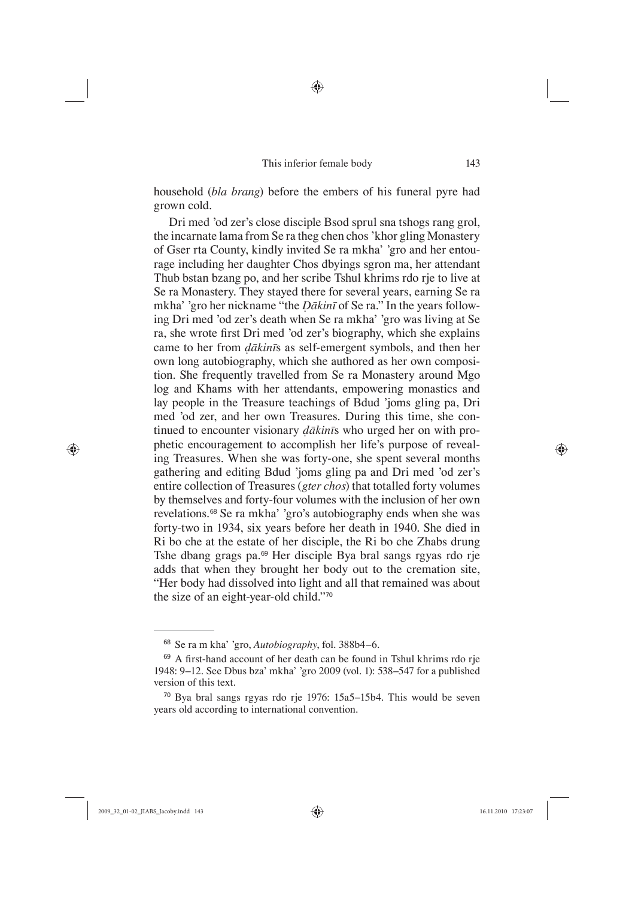household (*bla brang*) before the embers of his funeral pyre had grown cold.

Dri med 'od zer's close disciple Bsod sprul sna tshogs rang grol, the incarnate lama from Se ra theg chen chos 'khor gling Monastery of Gser rta County, kindly invited Se ra mkha' 'gro and her entourage including her daughter Chos dbyings sgron ma, her attendant Thub bstan bzang po, and her scribe Tshul khrims rdo rje to live at Se ra Monastery. They stayed there for several years, earning Se ra mkha' 'gro her nickname "the *Ḍākinī* of Se ra." In the years following Dri med 'od zer's death when Se ra mkha' 'gro was living at Se ra, she wrote first Dri med 'od zer's biography, which she explains came to her from *ḍākinī*s as self-emergent symbols, and then her own long autobiography, which she authored as her own composition. She frequently travelled from Se ra Monastery around Mgo log and Khams with her attendants, empowering monastics and lay people in the Treasure teachings of Bdud 'joms gling pa, Dri med 'od zer, and her own Treasures. During this time, she continued to encounter visionary *ḍākinī*s who urged her on with prophetic encouragement to accomplish her life's purpose of revealing Treasures. When she was forty-one, she spent several months gathering and editing Bdud 'joms gling pa and Dri med 'od zer's entire collection of Treasures (*gter chos*) that totalled forty volumes by themselves and forty-four volumes with the inclusion of her own revelations.[68] Se ra mkha' 'gro's autobiography ends when she was forty-two in 1934, six years before her death in 1940. She died in Ri bo che at the estate of her disciple, the Ri bo che Zhabs drung Tshe dbang grags pa.[69] Her disciple Bya bral sangs rgyas rdo rje adds that when they brought her body out to the cremation site, "Her body had dissolved into light and all that remained was about the size of an eight-year-old child."[70]

---

[68] Se ra m kha' 'gro, *Autobiography*, fol. 388b4–6.

[69] A first-hand account of her death can be found in Tshul khrims rdo rje 1948: 9–12. See Dbus bza' mkha' 'gro 2009 (vol. 1): 538–547 for a published version of this text.

[70] Bya bral sangs rgyas rdo rje 1976: 15a5–15b4. This would be seven years old according to international convention.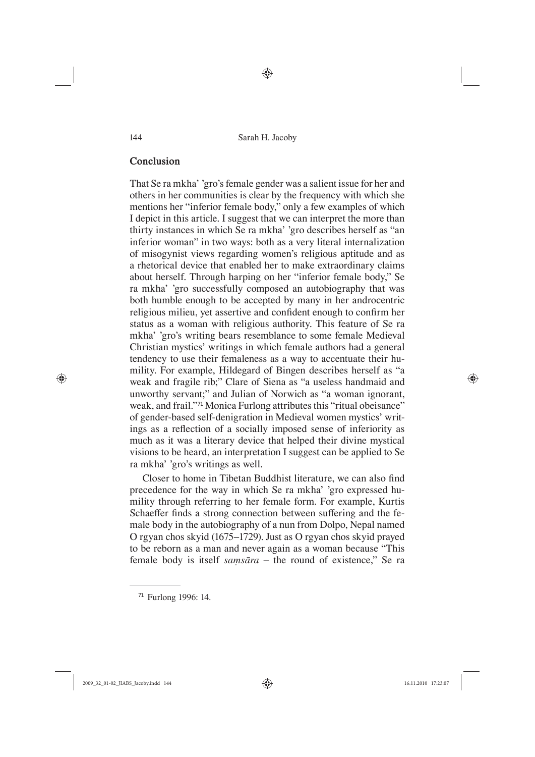## Conclusion

That Se ra mkha' 'gro's female gender was a salient issue for her and others in her communities is clear by the frequency with which she mentions her "inferior female body," only a few examples of which I depict in this article. I suggest that we can interpret the more than thirty instances in which Se ra mkha' 'gro describes herself as "an inferior woman" in two ways: both as a very literal internalization of misogynist views regarding women's religious aptitude and as a rhetorical device that enabled her to make extraordinary claims about herself. Through harping on her "inferior female body," Se ra mkha' 'gro successfully composed an autobiography that was both humble enough to be accepted by many in her androcentric religious milieu, yet assertive and confident enough to confirm her status as a woman with religious authority. This feature of Se ra mkha' 'gro's writing bears resemblance to some female Medieval Christian mystics' writings in which female authors had a general tendency to use their femaleness as a way to accentuate their humility. For example, Hildegard of Bingen describes herself as "a weak and fragile rib;" Clare of Siena as "a useless handmaid and unworthy servant;" and Julian of Norwich as "a woman ignorant, weak, and frail."[71] Monica Furlong attributes this "ritual obeisance" of gender-based self-denigration in Medieval women mystics' writings as a reflection of a socially imposed sense of inferiority as much as it was a literary device that helped their divine mystical visions to be heard, an interpretation I suggest can be applied to Se ra mkha' 'gro's writings as well.

Closer to home in Tibetan Buddhist literature, we can also find precedence for the way in which Se ra mkha' 'gro expressed humility through referring to her female form. For example, Kurtis Schaeffer finds a strong connection between suffering and the female body in the autobiography of a nun from Dolpo, Nepal named O rgyan chos skyid (1675–1729). Just as O rgyan chos skyid prayed to be reborn as a man and never again as a woman because "This female body is itself *saṃsāra* – the round of existence," Se ra

[71] Furlong 1996: 14.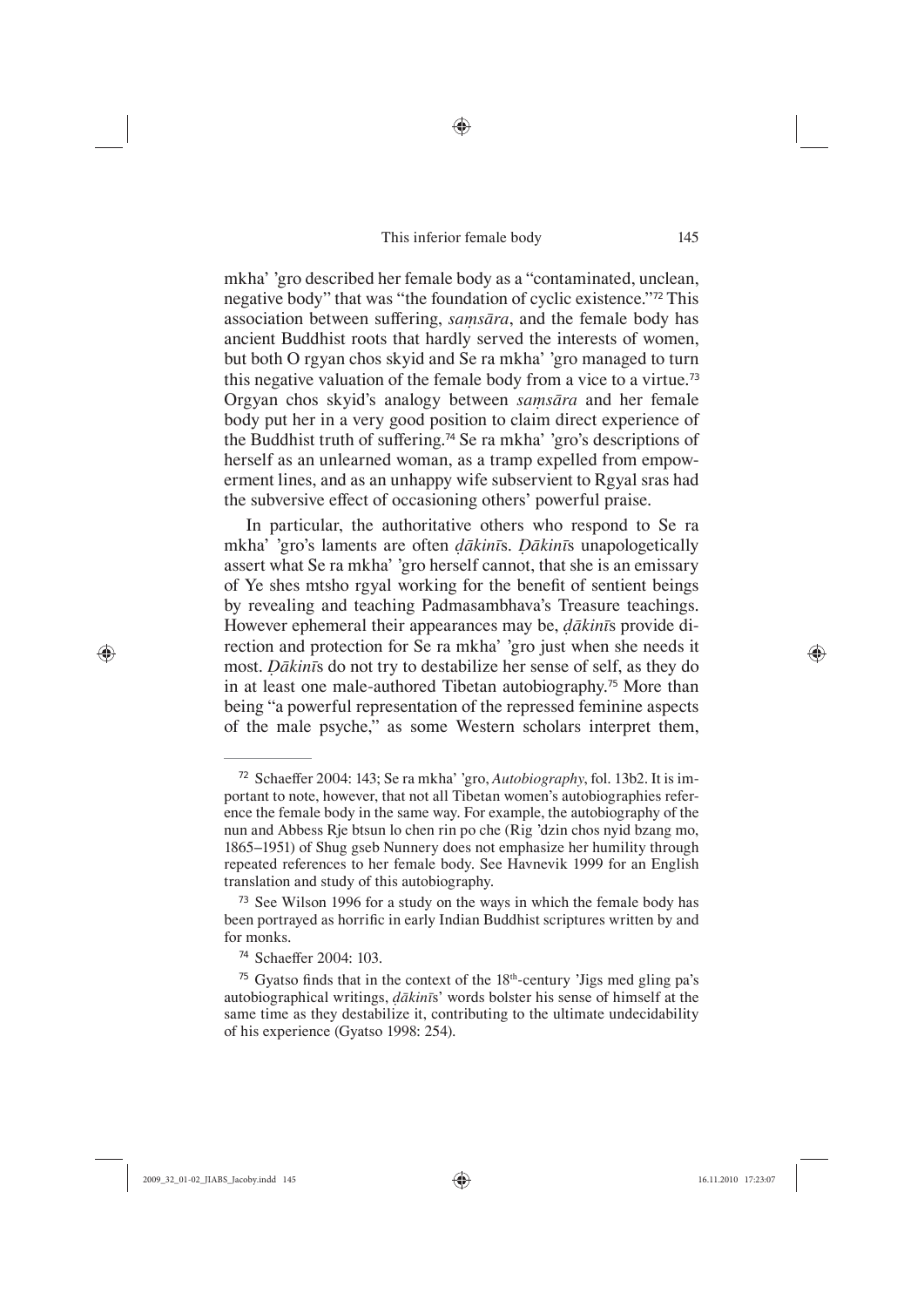mkha' 'gro described her female body as a "contaminated, unclean, negative body" that was "the foundation of cyclic existence."[72] This association between suffering, *saṃsāra*, and the female body has ancient Buddhist roots that hardly served the interests of women, but both O rgyan chos skyid and Se ra mkha' 'gro managed to turn this negative valuation of the female body from a vice to a virtue.[73] Orgyan chos skyid's analogy between *saṃsāra* and her female body put her in a very good position to claim direct experience of the Buddhist truth of suffering.[74] Se ra mkha' 'gro's descriptions of herself as an unlearned woman, as a tramp expelled from empowerment lines, and as an unhappy wife subservient to Rgyal sras had the subversive effect of occasioning others' powerful praise.

In particular, the authoritative others who respond to Se ra mkha' 'gro's laments are often *ḍākinī*s. *Ḍākinī*s unapologetically assert what Se ra mkha' 'gro herself cannot, that she is an emissary of Ye shes mtsho rgyal working for the benefit of sentient beings by revealing and teaching Padmasambhava's Treasure teachings. However ephemeral their appearances may be, *ḍākinī*s provide direction and protection for Se ra mkha' 'gro just when she needs it most. *Ḍākinī*s do not try to destabilize her sense of self, as they do in at least one male-authored Tibetan autobiography.[75] More than being "a powerful representation of the repressed feminine aspects of the male psyche," as some Western scholars interpret them,

---

[72] Schaeffer 2004: 143; Se ra mkha' 'gro, *Autobiography*, fol. 13b2. It is important to note, however, that not all Tibetan women's autobiographies reference the female body in the same way. For example, the autobiography of the nun and Abbess Rje btsun lo chen rin po che (Rig 'dzin chos nyid bzang mo, 1865–1951) of Shug gseb Nunnery does not emphasize her humility through repeated references to her female body. See Havnevik 1999 for an English translation and study of this autobiography.

[73] See Wilson 1996 for a study on the ways in which the female body has been portrayed as horrific in early Indian Buddhist scriptures written by and for monks.

[74] Schaeffer 2004: 103.

[75] Gyatso finds that in the context of the 18th-century 'Jigs med gling pa's autobiographical writings, *ḍākinī*s' words bolster his sense of himself at the same time as they destabilize it, contributing to the ultimate undecidability of his experience (Gyatso 1998: 254).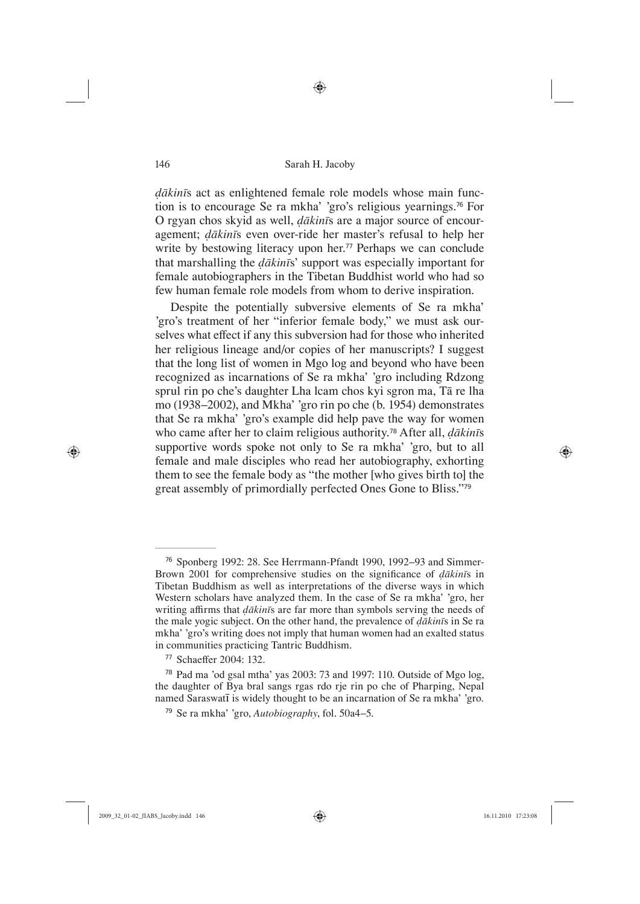*ḍākinī*s act as enlightened female role models whose main function is to encourage Se ra mkha' 'gro's religious yearnings.[76] For O rgyan chos skyid as well, *ḍākinī*s are a major source of encouragement; *ḍākinī*s even over-ride her master's refusal to help her write by bestowing literacy upon her.[77] Perhaps we can conclude that marshalling the *ḍākinī*s' support was especially important for female autobiographers in the Tibetan Buddhist world who had so few human female role models from whom to derive inspiration.

Despite the potentially subversive elements of Se ra mkha' 'gro's treatment of her "inferior female body," we must ask ourselves what effect if any this subversion had for those who inherited her religious lineage and/or copies of her manuscripts? I suggest that the long list of women in Mgo log and beyond who have been recognized as incarnations of Se ra mkha' 'gro including Rdzong sprul rin po che's daughter Lha lcam chos kyi sgron ma, Tā re lha mo (1938–2002), and Mkha' 'gro rin po che (b. 1954) demonstrates that Se ra mkha' 'gro's example did help pave the way for women who came after her to claim religious authority.[78] After all, *ḍākinī*s supportive words spoke not only to Se ra mkha' 'gro, but to all female and male disciples who read her autobiography, exhorting them to see the female body as "the mother [who gives birth to] the great assembly of primordially perfected Ones Gone to Bliss."[79]

---

[76] Sponberg 1992: 28. See Herrmann-Pfandt 1990, 1992–93 and Simmer-Brown 2001 for comprehensive studies on the significance of *ḍākinī*s in Tibetan Buddhism as well as interpretations of the diverse ways in which Western scholars have analyzed them. In the case of Se ra mkha' 'gro, her writing affirms that *ḍākinī*s are far more than symbols serving the needs of the male yogic subject. On the other hand, the prevalence of *ḍākinī*s in Se ra mkha' 'gro's writing does not imply that human women had an exalted status in communities practicing Tantric Buddhism.

[77] Schaeffer 2004: 132.

[78] Pad ma 'od gsal mtha' yas 2003: 73 and 1997: 110. Outside of Mgo log, the daughter of Bya bral sangs rgas rdo rje rin po che of Pharping, Nepal named Saraswatī is widely thought to be an incarnation of Se ra mkha' 'gro.

[79] Se ra mkha' 'gro, *Autobiography*, fol. 50a4–5.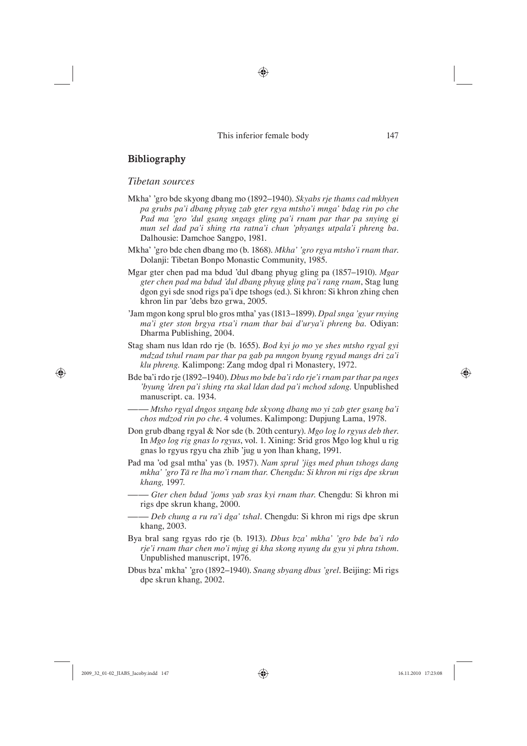## Bibliography

### *Tibetan sources*

Mkha' 'gro bde skyong dbang mo (1892–1940). *Skyabs rje thams cad mkhyen pa grubs pa'i dbang phyug zab gter rgya mtsho'i mnga' bdag rin po che Pad ma 'gro 'dul gsang sngags gling pa'i rnam par thar pa snying gi mun sel dad pa'i shing rta ratna'i chun 'phyangs utpala'i phreng ba*. Dalhousie: Damchoe Sangpo, 1981.

Mkha' 'gro bde chen dbang mo (b. 1868). *Mkha' 'gro rgya mtsho'i rnam thar.* Dolanji: Tibetan Bonpo Monastic Community, 1985.

Mgar gter chen pad ma bdud 'dul dbang phyug gling pa (1857–1910). *Mgar gter chen pad ma bdud 'dul dbang phyug gling pa'i rang rnam*, Stag lung dgon gyi sde snod rigs pa'i dpe tshogs (ed.). Si khron: Si khron zhing chen khron lin par 'debs bzo grwa, 2005.

'Jam mgon kong sprul blo gros mtha' yas (1813–1899). *Dpal snga 'gyur rnying ma'i gter ston brgya rtsa'i rnam thar bai d'urya'i phreng ba.* Odiyan: Dharma Publishing, 2004.

Stag sham nus ldan rdo rje (b. 1655). *Bod kyi jo mo ye shes mtsho rgyal gyi mdzad tshul rnam par thar pa gab pa mngon byung rgyud mangs dri za'i klu phreng.* Kalimpong: Zang mdog dpal ri Monastery, 1972.

Bde ba'i rdo rje (1892–1940). *Dbus mo bde ba'i rdo rje'i rnam par thar pa nges 'byung 'dren pa'i shing rta skal ldan dad pa'i mchod sdong.* Unpublished manuscript. ca. 1934.

—— *Mtsho rgyal dngos snang bde skyong dbang mo yi zab gter gsang ba'i chos mdzod rin po che*. 4 volumes. Kalimpong: Dupjung Lama, 1978.

Don grub dbang rgyal & Nor sde (b. 20th century). *Mgo log lo rgyus deb ther.* In *Mgo log rig gnas lo rgyus*, vol. 1. Xining: Srid gros Mgo log khul u rig gnas lo rgyus rgyu cha zhib 'jug u yon lhan khang, 1991.

Pad ma 'od gsal mtha' yas (b. 1957). *Nam sprul 'jigs med phun tshogs dang mkha' 'gro Tā re lha mo'i rnam thar. Chengdu: Si khron mi rigs dpe skrun khang,* 1997.

—— *Gter chen bdud 'joms yab sras kyi rnam thar.* Chengdu: Si khron mi rigs dpe skrun khang, 2000.

—— *Deb chung a ru ra'i dga' tshal*. Chengdu: Si khron mi rigs dpe skrun khang, 2003.

Bya bral sang rgyas rdo rje (b. 1913). *Dbus bza' mkha' 'gro bde ba'i rdo rje'i rnam thar chen mo'i mjug gi kha skong nyung du gyu yi phra tshom*. Unpublished manuscript, 1976.

Dbus bza' mkha' 'gro (1892–1940). *Snang sbyang dbus 'grel*. Beijing: Mi rigs dpe skrun khang, 2002.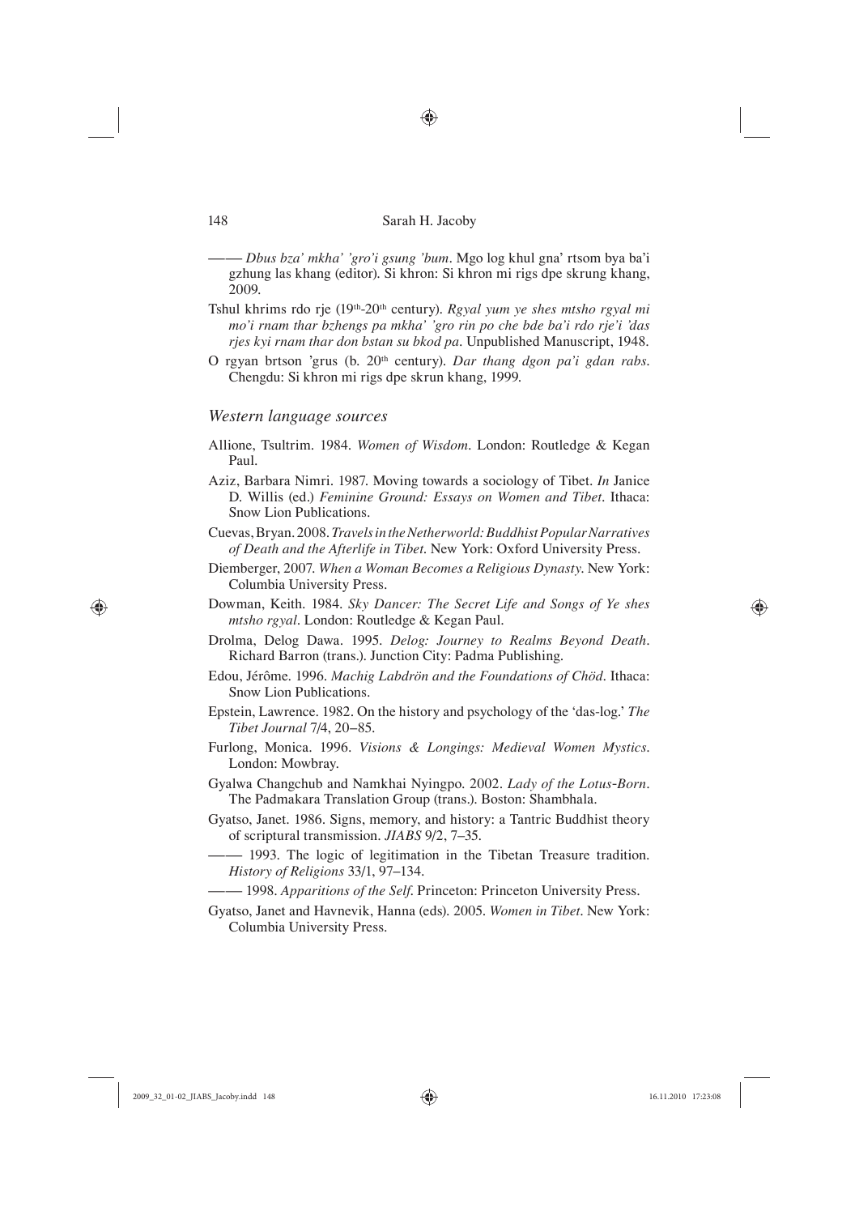——— *Dbus bza' mkha' 'gro'i gsung 'bum*. Mgo log khul gna' rtsom bya ba'i gzhung las khang (editor). Si khron: Si khron mi rigs dpe skrung khang, 2009.

Tshul khrims rdo rje (19th-20th century). *Rgyal yum ye shes mtsho rgyal mi mo'i rnam thar bzhengs pa mkha' 'gro rin po che bde ba'i rdo rje'i 'das rjes kyi rnam thar don bstan su bkod pa*. Unpublished Manuscript, 1948.

O rgyan brtson 'grus (b. 20th century). *Dar thang dgon pa'i gdan rabs*. Chengdu: Si khron mi rigs dpe skrun khang, 1999.

### *Western language sources*

Allione, Tsultrim. 1984. *Women of Wisdom*. London: Routledge & Kegan Paul.

Aziz, Barbara Nimri. 1987. Moving towards a sociology of Tibet. *In* Janice D. Willis (ed.) *Feminine Ground: Essays on Women and Tibet*. Ithaca: Snow Lion Publications.

Cuevas, Bryan. 2008. *Travels in the Netherworld: Buddhist Popular Narratives of Death and the Afterlife in Tibet*. New York: Oxford University Press.

Diemberger, 2007. *When a Woman Becomes a Religious Dynasty*. New York: Columbia University Press.

Dowman, Keith. 1984. *Sky Dancer: The Secret Life and Songs of Ye shes mtsho rgyal*. London: Routledge & Kegan Paul.

Drolma, Delog Dawa. 1995. *Delog: Journey to Realms Beyond Death*. Richard Barron (trans.). Junction City: Padma Publishing.

Edou, Jérôme. 1996. *Machig Labdrön and the Foundations of Chöd*. Ithaca: Snow Lion Publications.

Epstein, Lawrence. 1982. On the history and psychology of the 'das-log.' *The Tibet Journal* 7/4, 20–85.

Furlong, Monica. 1996. *Visions & Longings: Medieval Women Mystics*. London: Mowbray.

Gyalwa Changchub and Namkhai Nyingpo. 2002. *Lady of the Lotus-Born*. The Padmakara Translation Group (trans.). Boston: Shambhala.

Gyatso, Janet. 1986. Signs, memory, and history: a Tantric Buddhist theory of scriptural transmission. *JIABS* 9/2, 7–35.

——— 1993. The logic of legitimation in the Tibetan Treasure tradition. *History of Religions* 33/1, 97–134.

——— 1998. *Apparitions of the Self*. Princeton: Princeton University Press.

Gyatso, Janet and Havnevik, Hanna (eds). 2005. *Women in Tibet*. New York: Columbia University Press.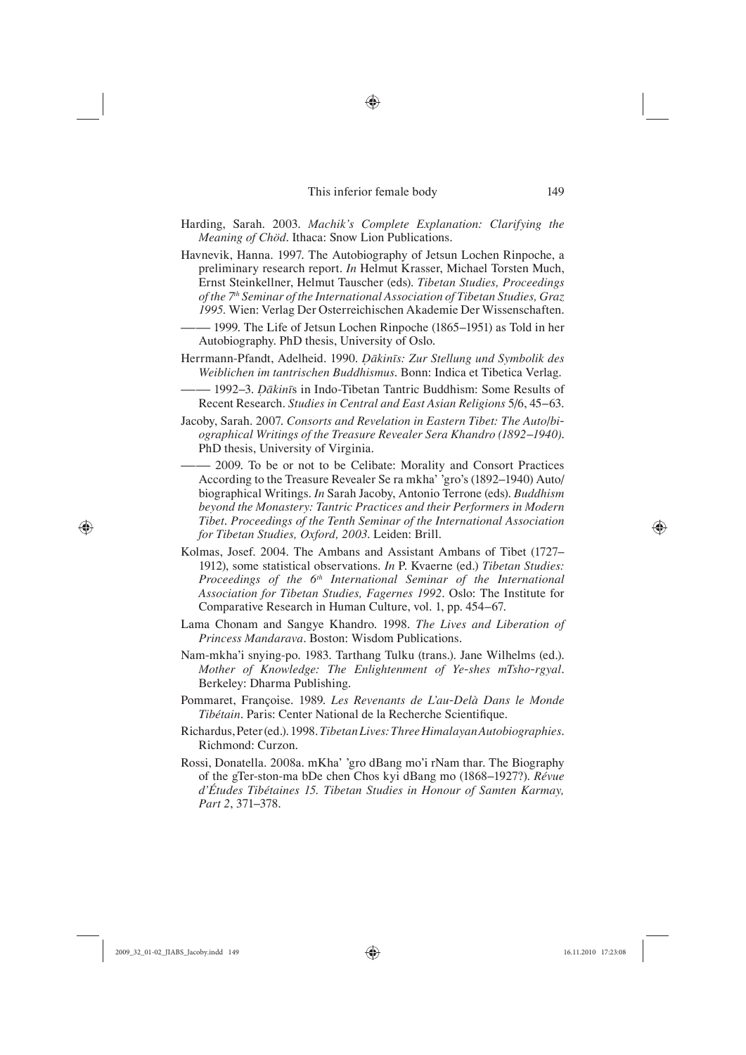Harding, Sarah. 2003. *Machik's Complete Explanation: Clarifying the Meaning of Chöd*. Ithaca: Snow Lion Publications.

Havnevik, Hanna. 1997. The Autobiography of Jetsun Lochen Rinpoche, a preliminary research report. *In* Helmut Krasser, Michael Torsten Much, Ernst Steinkellner, Helmut Tauscher (eds). *Tibetan Studies, Proceedings of the 7th Seminar of the International Association of Tibetan Studies, Graz 1995*. Wien: Verlag Der Osterreichischen Akademie Der Wissenschaften.

—— 1999. The Life of Jetsun Lochen Rinpoche (1865–1951) as Told in her Autobiography. PhD thesis, University of Oslo.

Herrmann-Pfandt, Adelheid. 1990. *Ḍākinīs: Zur Stellung und Symbolik des Weiblichen im tantrischen Buddhismus*. Bonn: Indica et Tibetica Verlag.

—— 1992–3. *Ḍākinī*s in Indo-Tibetan Tantric Buddhism: Some Results of Recent Research. *Studies in Central and East Asian Religions* 5/6, 45–63.

Jacoby, Sarah. 2007. *Consorts and Revelation in Eastern Tibet: The Auto/biographical Writings of the Treasure Revealer Sera Khandro (1892–1940)*. PhD thesis, University of Virginia.

—— 2009. To be or not to be Celibate: Morality and Consort Practices According to the Treasure Revealer Se ra mkha' 'gro's (1892–1940) Auto/biographical Writings. *In* Sarah Jacoby, Antonio Terrone (eds). *Buddhism beyond the Monastery: Tantric Practices and their Performers in Modern Tibet. Proceedings of the Tenth Seminar of the International Association for Tibetan Studies, Oxford, 2003*. Leiden: Brill.

Kolmas, Josef. 2004. The Ambans and Assistant Ambans of Tibet (1727–1912), some statistical observations. *In* P. Kvaerne (ed.) *Tibetan Studies: Proceedings of the 6th International Seminar of the International Association for Tibetan Studies, Fagernes 1992*. Oslo: The Institute for Comparative Research in Human Culture, vol. 1, pp. 454–67.

Lama Chonam and Sangye Khandro. 1998. *The Lives and Liberation of Princess Mandarava*. Boston: Wisdom Publications.

Nam-mkha'i snying-po. 1983. Tarthang Tulku (trans.). Jane Wilhelms (ed.). *Mother of Knowledge: The Enlightenment of Ye-shes mTsho-rgyal*. Berkeley: Dharma Publishing.

Pommaret, Françoise. 1989. *Les Revenants de L'au-Delà Dans le Monde Tibétain*. Paris: Center National de la Recherche Scientifique.

Richardus, Peter (ed.). 1998. *Tibetan Lives: Three Himalayan Autobiographies*. Richmond: Curzon.

Rossi, Donatella. 2008a. mKha' 'gro dBang mo'i rNam thar. The Biography of the gTer-ston-ma bDe chen Chos kyi dBang mo (1868–1927?). *Révue d'Études Tibétaines 15. Tibetan Studies in Honour of Samten Karmay, Part 2*, 371–378.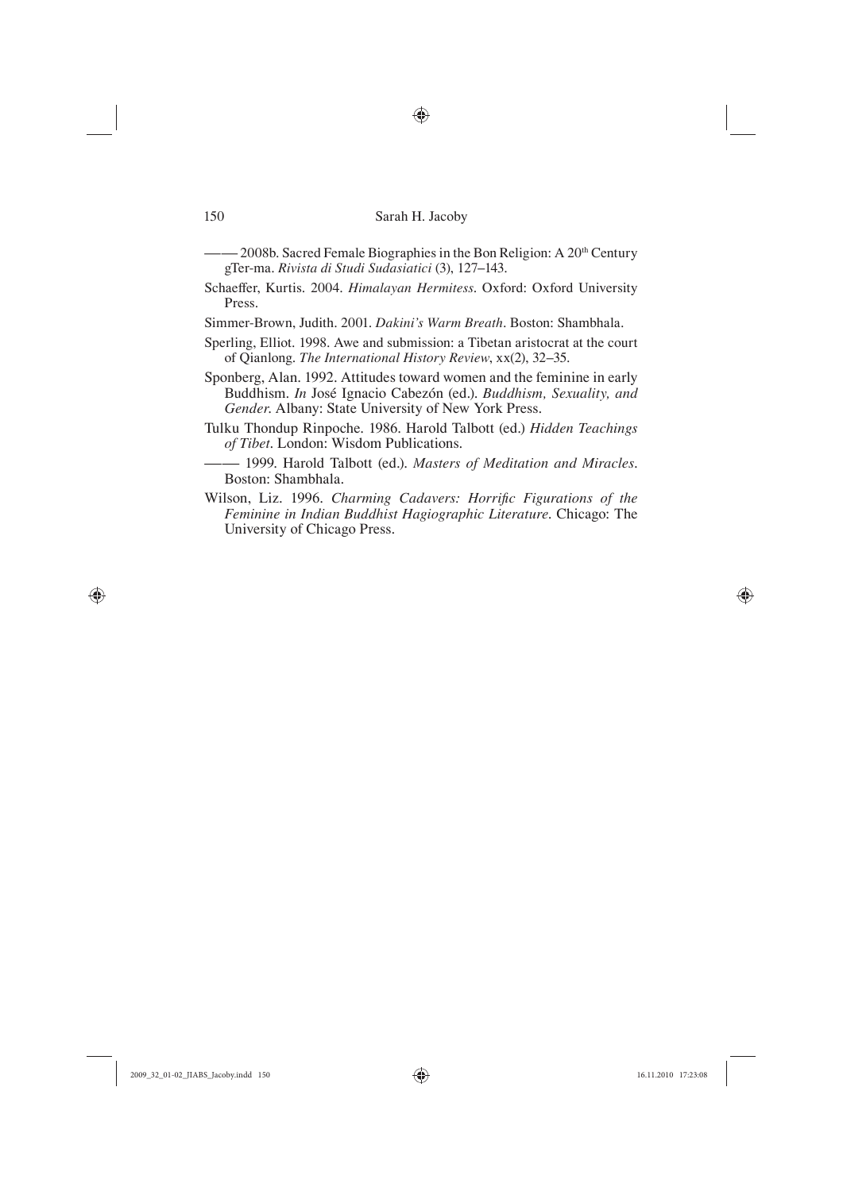—— 2008b. Sacred Female Biographies in the Bon Religion: A 20th Century gTer-ma. *Rivista di Studi Sudasiatici* (3), 127–143.

Schaeffer, Kurtis. 2004. *Himalayan Hermitess*. Oxford: Oxford University Press.

Simmer-Brown, Judith. 2001. *Dakini's Warm Breath*. Boston: Shambhala.

Sperling, Elliot. 1998. Awe and submission: a Tibetan aristocrat at the court of Qianlong. *The International History Review*, xx(2), 32–35.

Sponberg, Alan. 1992. Attitudes toward women and the feminine in early Buddhism. *In* José Ignacio Cabezón (ed.). *Buddhism, Sexuality, and Gender*. Albany: State University of New York Press.

Tulku Thondup Rinpoche. 1986. Harold Talbott (ed.) *Hidden Teachings of Tibet*. London: Wisdom Publications.

—— 1999. Harold Talbott (ed.). *Masters of Meditation and Miracles*. Boston: Shambhala.

Wilson, Liz. 1996. *Charming Cadavers: Horrific Figurations of the Feminine in Indian Buddhist Hagiographic Literature*. Chicago: The University of Chicago Press.